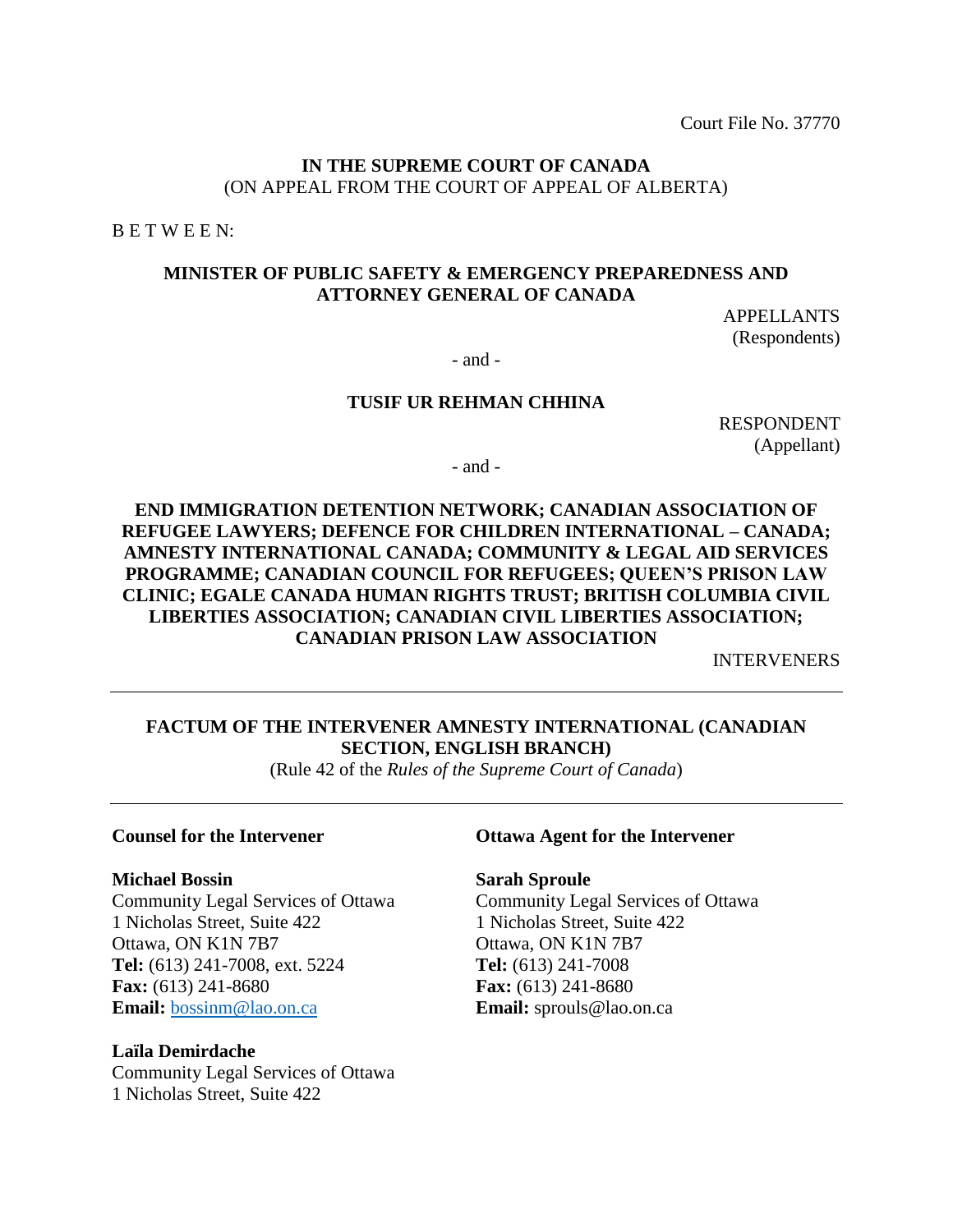Court File No. 37770

**IN THE SUPREME COURT OF CANADA**
(ON APPEAL FROM THE COURT OF APPEAL OF ALBERTA)

B E T W E E N:

**MINISTER OF PUBLIC SAFETY & EMERGENCY PREPAREDNESS AND ATTORNEY GENERAL OF CANADA**

APPELLANTS
(Respondents)

- and -

**TUSIF UR REHMAN CHHINA**

RESPONDENT
(Appellant)

- and -

**END IMMIGRATION DETENTION NETWORK; CANADIAN ASSOCIATION OF REFUGEE LAWYERS; DEFENCE FOR CHILDREN INTERNATIONAL – CANADA; AMNESTY INTERNATIONAL CANADA; COMMUNITY & LEGAL AID SERVICES PROGRAMME; CANADIAN COUNCIL FOR REFUGEES; QUEEN'S PRISON LAW CLINIC; EGALE CANADA HUMAN RIGHTS TRUST; BRITISH COLUMBIA CIVIL LIBERTIES ASSOCIATION; CANADIAN CIVIL LIBERTIES ASSOCIATION; CANADIAN PRISON LAW ASSOCIATION**

INTERVENERS

---

**FACTUM OF THE INTERVENER AMNESTY INTERNATIONAL (CANADIAN SECTION, ENGLISH BRANCH)**
(Rule 42 of the *Rules of the Supreme Court of Canada*)

---

**Counsel for the Intervener**

**Michael Bossin**
Community Legal Services of Ottawa
1 Nicholas Street, Suite 422
Ottawa, ON K1N 7B7
**Tel:** (613) 241-7008, ext. 5224
**Fax:** (613) 241-8680
**Email:** bossinm@lao.on.ca

**Laïla Demirdache**
Community Legal Services of Ottawa
1 Nicholas Street, Suite 422

**Ottawa Agent for the Intervener**

**Sarah Sproule**
Community Legal Services of Ottawa
1 Nicholas Street, Suite 422
Ottawa, ON K1N 7B7
**Tel:** (613) 241-7008
**Fax:** (613) 241-8680
**Email:** sprouls@lao.on.ca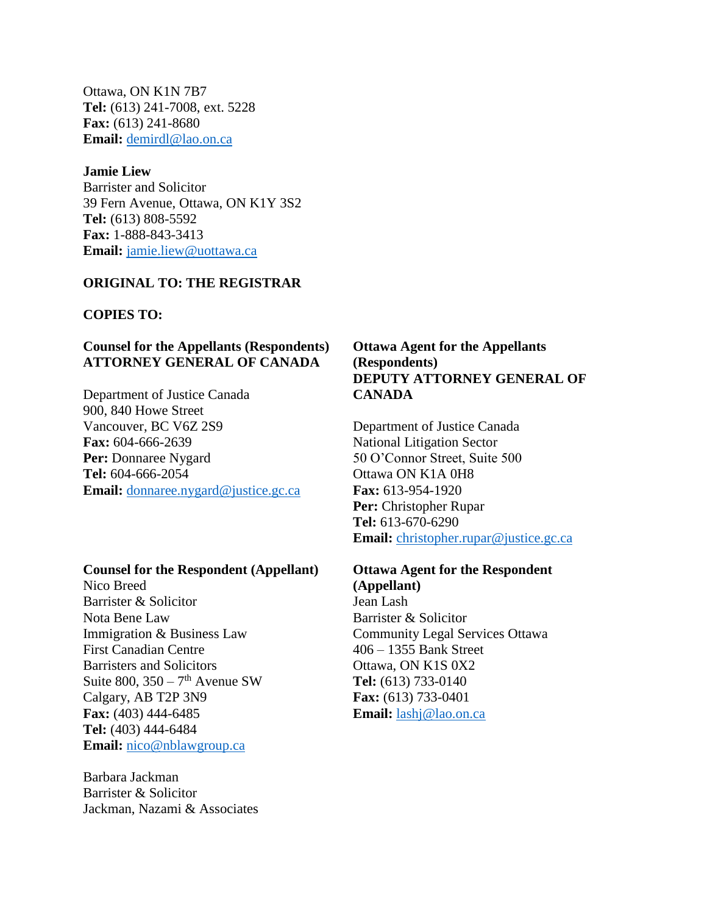Ottawa, ON K1N 7B7
**Tel:** (613) 241-7008, ext. 5228
**Fax:** (613) 241-8680
**Email:** demirdl@lao.on.ca

**Jamie Liew**
Barrister and Solicitor
39 Fern Avenue, Ottawa, ON K1Y 3S2
**Tel:** (613) 808-5592
**Fax:** 1-888-843-3413
**Email:** jamie.liew@uottawa.ca

**ORIGINAL TO: THE REGISTRAR**

**COPIES TO:**

**Counsel for the Appellants (Respondents)**
**ATTORNEY GENERAL OF CANADA**

Department of Justice Canada
900, 840 Howe Street
Vancouver, BC V6Z 2S9
**Fax:** 604-666-2639
**Per:** Donnaree Nygard
**Tel:** 604-666-2054
**Email:** donnaree.nygard@justice.gc.ca

**Ottawa Agent for the Appellants (Respondents)**
**DEPUTY ATTORNEY GENERAL OF CANADA**

Department of Justice Canada
National Litigation Sector
50 O'Connor Street, Suite 500
Ottawa ON K1A 0H8
**Fax:** 613-954-1920
**Per:** Christopher Rupar
**Tel:** 613-670-6290
**Email:** christopher.rupar@justice.gc.ca

**Counsel for the Respondent (Appellant)**
Nico Breed
Barrister & Solicitor
Nota Bene Law
Immigration & Business Law
First Canadian Centre
Barristers and Solicitors
Suite 800, 350 – 7th Avenue SW
Calgary, AB T2P 3N9
**Fax:** (403) 444-6485
**Tel:** (403) 444-6484
**Email:** nico@nblawgroup.ca

Barbara Jackman
Barrister & Solicitor
Jackman, Nazami & Associates

**Ottawa Agent for the Respondent (Appellant)**
Jean Lash
Barrister & Solicitor
Community Legal Services Ottawa
406 – 1355 Bank Street
Ottawa, ON K1S 0X2
**Tel:** (613) 733-0140
**Fax:** (613) 733-0401
**Email:** lashj@lao.on.ca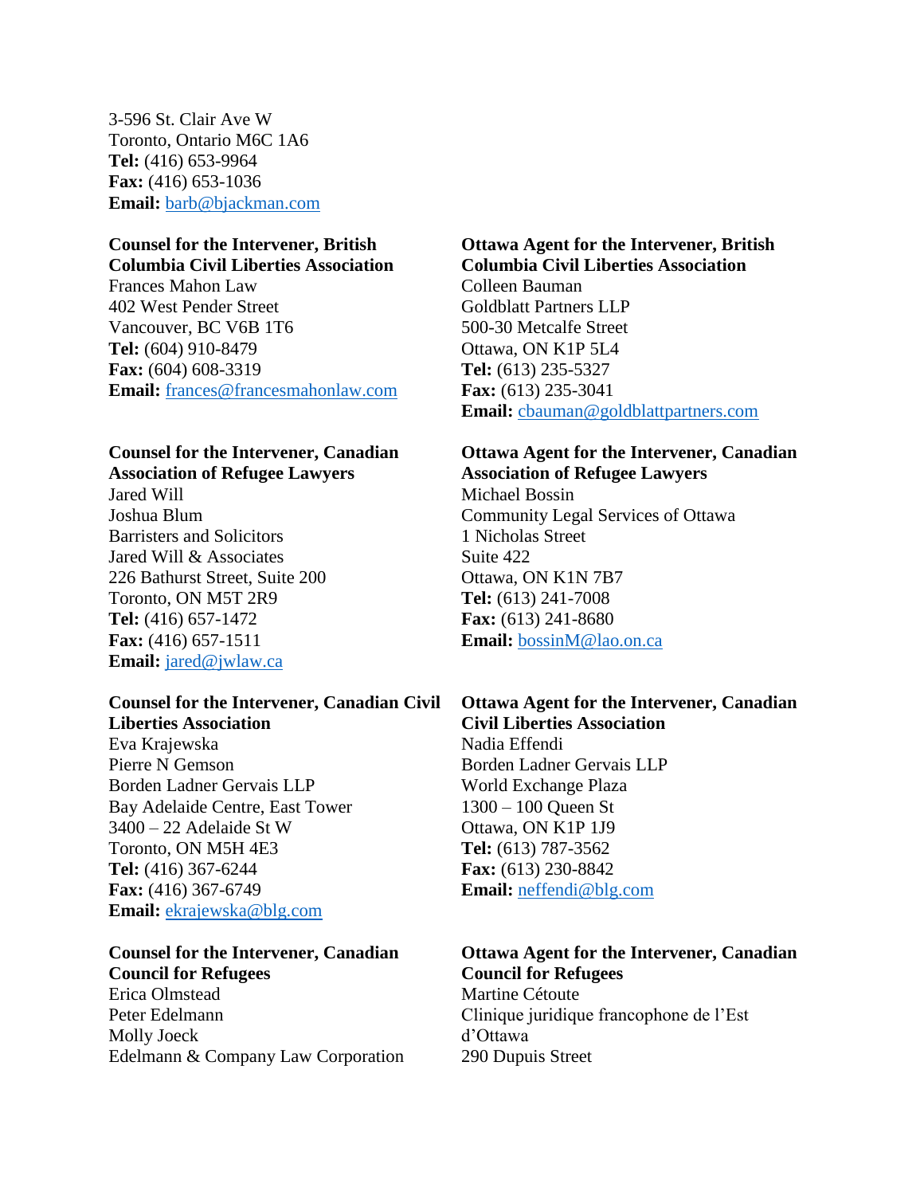3-596 St. Clair Ave W
Toronto, Ontario M6C 1A6
**Tel:** (416) 653-9964
**Fax:** (416) 653-1036
**Email:** barb@bjackman.com

**Counsel for the Intervener, British Columbia Civil Liberties Association**
Frances Mahon Law
402 West Pender Street
Vancouver, BC V6B 1T6
**Tel:** (604) 910-8479
**Fax:** (604) 608-3319
**Email:** frances@francesmahonlaw.com

**Ottawa Agent for the Intervener, British Columbia Civil Liberties Association**
Colleen Bauman
Goldblatt Partners LLP
500-30 Metcalfe Street
Ottawa, ON K1P 5L4
**Tel:** (613) 235-5327
**Fax:** (613) 235-3041
**Email:** cbauman@goldblattpartners.com

**Counsel for the Intervener, Canadian Association of Refugee Lawyers**
Jared Will
Joshua Blum
Barristers and Solicitors
Jared Will & Associates
226 Bathurst Street, Suite 200
Toronto, ON M5T 2R9
**Tel:** (416) 657-1472
**Fax:** (416) 657-1511
**Email:** jared@jwlaw.ca

**Ottawa Agent for the Intervener, Canadian Association of Refugee Lawyers**
Michael Bossin
Community Legal Services of Ottawa
1 Nicholas Street
Suite 422
Ottawa, ON K1N 7B7
**Tel:** (613) 241-7008
**Fax:** (613) 241-8680
**Email:** bossinM@lao.on.ca

**Counsel for the Intervener, Canadian Civil Liberties Association**
Eva Krajewska
Pierre N Gemson
Borden Ladner Gervais LLP
Bay Adelaide Centre, East Tower
3400 – 22 Adelaide St W
Toronto, ON M5H 4E3
**Tel:** (416) 367-6244
**Fax:** (416) 367-6749
**Email:** ekrajewska@blg.com

**Ottawa Agent for the Intervener, Canadian Civil Liberties Association**
Nadia Effendi
Borden Ladner Gervais LLP
World Exchange Plaza
1300 – 100 Queen St
Ottawa, ON K1P 1J9
**Tel:** (613) 787-3562
**Fax:** (613) 230-8842
**Email:** neffendi@blg.com

**Counsel for the Intervener, Canadian Council for Refugees**
Erica Olmstead
Peter Edelmann
Molly Joeck
Edelmann & Company Law Corporation

**Ottawa Agent for the Intervener, Canadian Council for Refugees**
Martine Cétoute
Clinique juridique francophone de l'Est d'Ottawa
290 Dupuis Street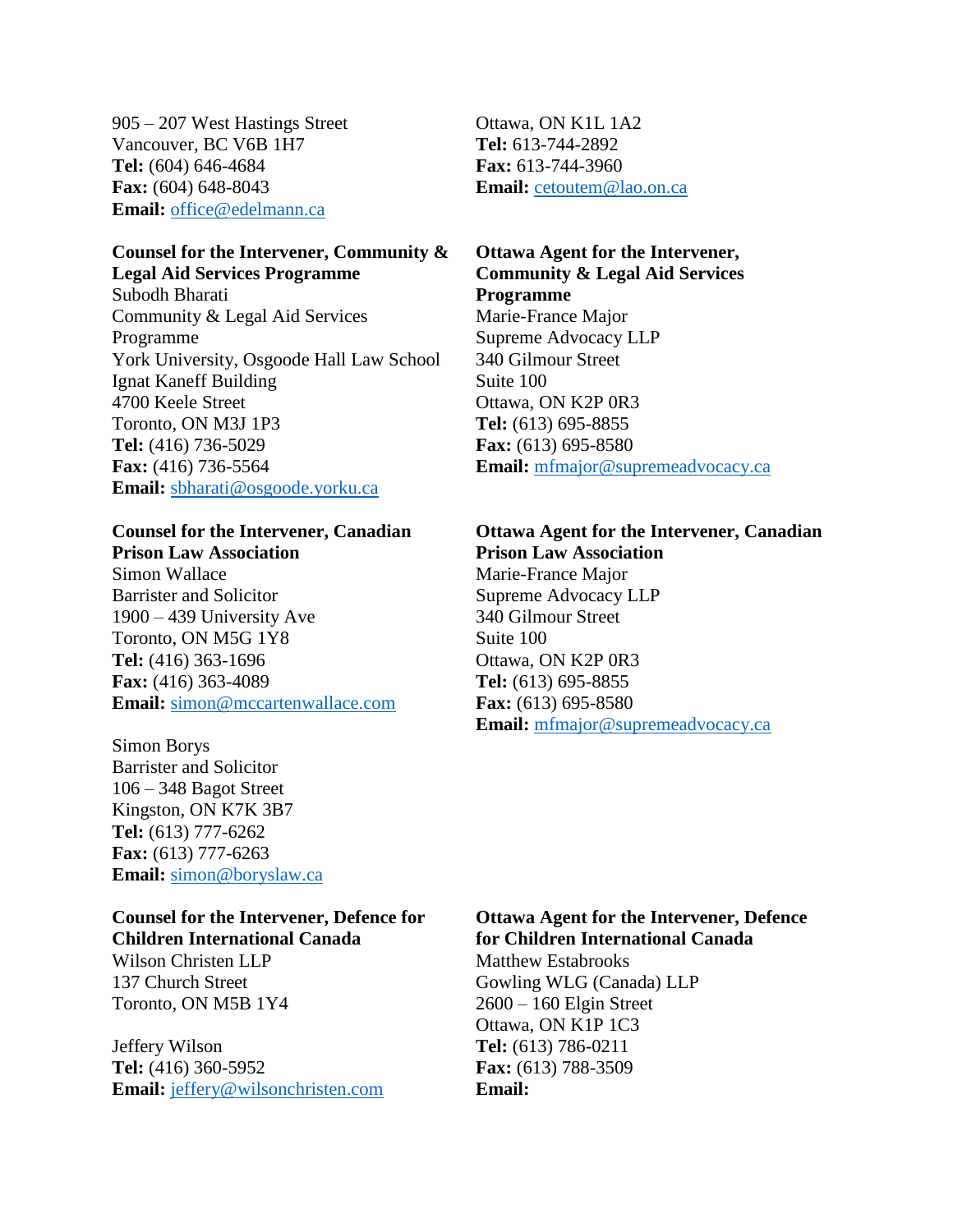905 – 207 West Hastings Street
Vancouver, BC V6B 1H7
**Tel:** (604) 646-4684
**Fax:** (604) 648-8043
**Email:** office@edelmann.ca

Ottawa, ON K1L 1A2
**Tel:** 613-744-2892
**Fax:** 613-744-3960
**Email:** cetoutem@lao.on.ca

**Counsel for the Intervener, Community & Legal Aid Services Programme**
Subodh Bharati
Community & Legal Aid Services Programme
York University, Osgoode Hall Law School
Ignat Kaneff Building
4700 Keele Street
Toronto, ON M3J 1P3
**Tel:** (416) 736-5029
**Fax:** (416) 736-5564
**Email:** sbharati@osgoode.yorku.ca

**Ottawa Agent for the Intervener, Community & Legal Aid Services Programme**
Marie-France Major
Supreme Advocacy LLP
340 Gilmour Street
Suite 100
Ottawa, ON K2P 0R3
**Tel:** (613) 695-8855
**Fax:** (613) 695-8580
**Email:** mfmajor@supremeadvocacy.ca

**Counsel for the Intervener, Canadian Prison Law Association**
Simon Wallace
Barrister and Solicitor
1900 – 439 University Ave
Toronto, ON M5G 1Y8
**Tel:** (416) 363-1696
**Fax:** (416) 363-4089
**Email:** simon@mccartenwallace.com

Simon Borys
Barrister and Solicitor
106 – 348 Bagot Street
Kingston, ON K7K 3B7
**Tel:** (613) 777-6262
**Fax:** (613) 777-6263
**Email:** simon@boryslaw.ca

**Ottawa Agent for the Intervener, Canadian Prison Law Association**
Marie-France Major
Supreme Advocacy LLP
340 Gilmour Street
Suite 100
Ottawa, ON K2P 0R3
**Tel:** (613) 695-8855
**Fax:** (613) 695-8580
**Email:** mfmajor@supremeadvocacy.ca

**Counsel for the Intervener, Defence for Children International Canada**
Wilson Christen LLP
137 Church Street
Toronto, ON M5B 1Y4

Jeffery Wilson
**Tel:** (416) 360-5952
**Email:** jeffery@wilsonchristen.com

**Ottawa Agent for the Intervener, Defence for Children International Canada**
Matthew Estabrooks
Gowling WLG (Canada) LLP
2600 – 160 Elgin Street
Ottawa, ON K1P 1C3
**Tel:** (613) 786-0211
**Fax:** (613) 788-3509
**Email:**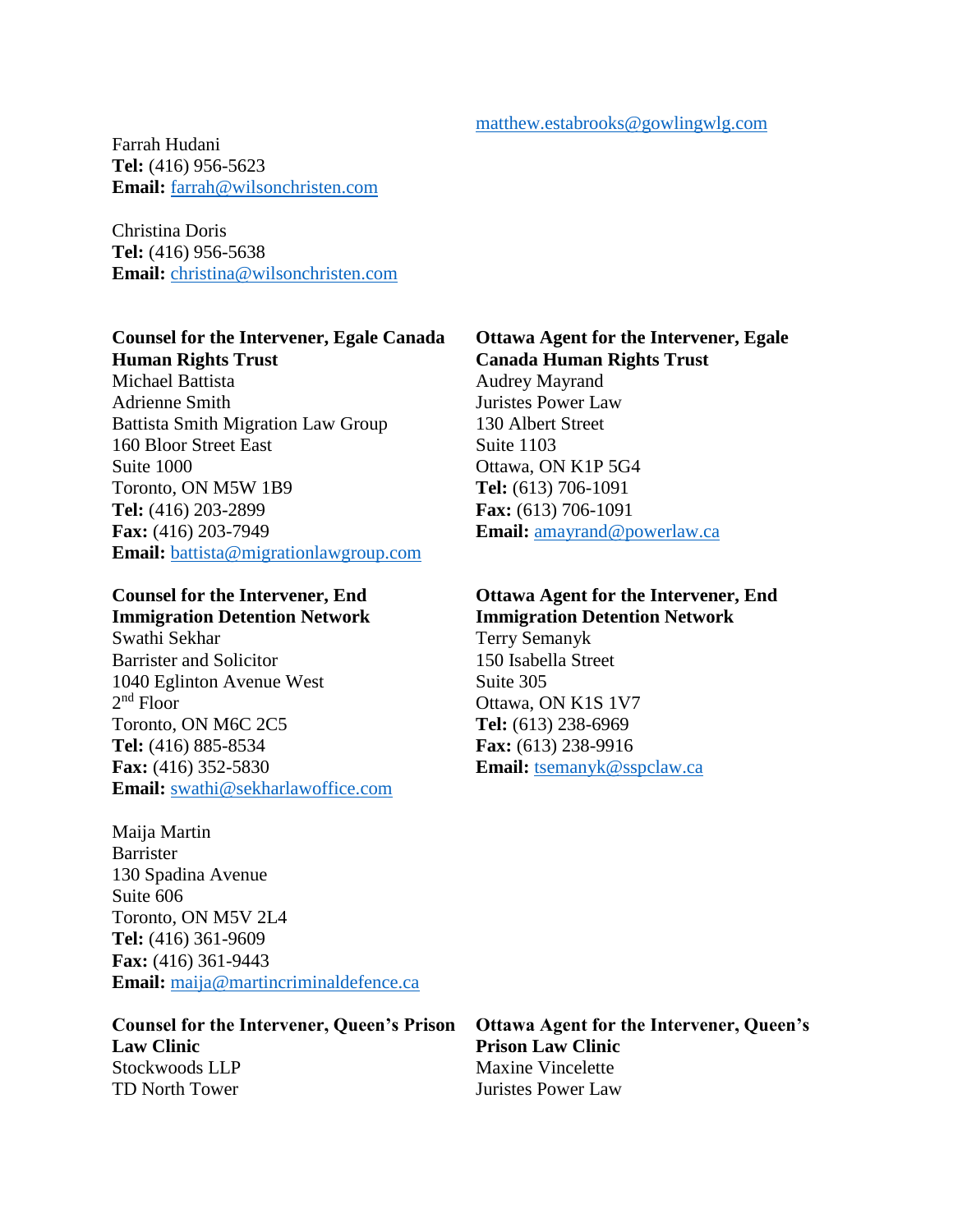matthew.estabrooks@gowlingwlg.com

Farrah Hudani
**Tel:** (416) 956-5623
**Email:** farrah@wilsonchristen.com

Christina Doris
**Tel:** (416) 956-5638
**Email:** christina@wilsonchristen.com

**Counsel for the Intervener, Egale Canada Human Rights Trust**
Michael Battista
Adrienne Smith
Battista Smith Migration Law Group
160 Bloor Street East
Suite 1000
Toronto, ON M5W 1B9
**Tel:** (416) 203-2899
**Fax:** (416) 203-7949
**Email:** battista@migrationlawgroup.com

**Ottawa Agent for the Intervener, Egale Canada Human Rights Trust**
Audrey Mayrand
Juristes Power Law
130 Albert Street
Suite 1103
Ottawa, ON K1P 5G4
**Tel:** (613) 706-1091
**Fax:** (613) 706-1091
**Email:** amayrand@powerlaw.ca

**Counsel for the Intervener, End Immigration Detention Network**
Swathi Sekhar
Barrister and Solicitor
1040 Eglinton Avenue West
2nd Floor
Toronto, ON M6C 2C5
**Tel:** (416) 885-8534
**Fax:** (416) 352-5830
**Email:** swathi@sekharlawoffice.com

Maija Martin
Barrister
130 Spadina Avenue
Suite 606
Toronto, ON M5V 2L4
**Tel:** (416) 361-9609
**Fax:** (416) 361-9443
**Email:** maija@martincriminaldefence.ca

**Ottawa Agent for the Intervener, End Immigration Detention Network**
Terry Semanyk
150 Isabella Street
Suite 305
Ottawa, ON K1S 1V7
**Tel:** (613) 238-6969
**Fax:** (613) 238-9916
**Email:** tsemanyk@sspclaw.ca

**Counsel for the Intervener, Queen's Prison Law Clinic**
Stockwoods LLP
TD North Tower

**Ottawa Agent for the Intervener, Queen's Prison Law Clinic**
Maxine Vincelette
Juristes Power Law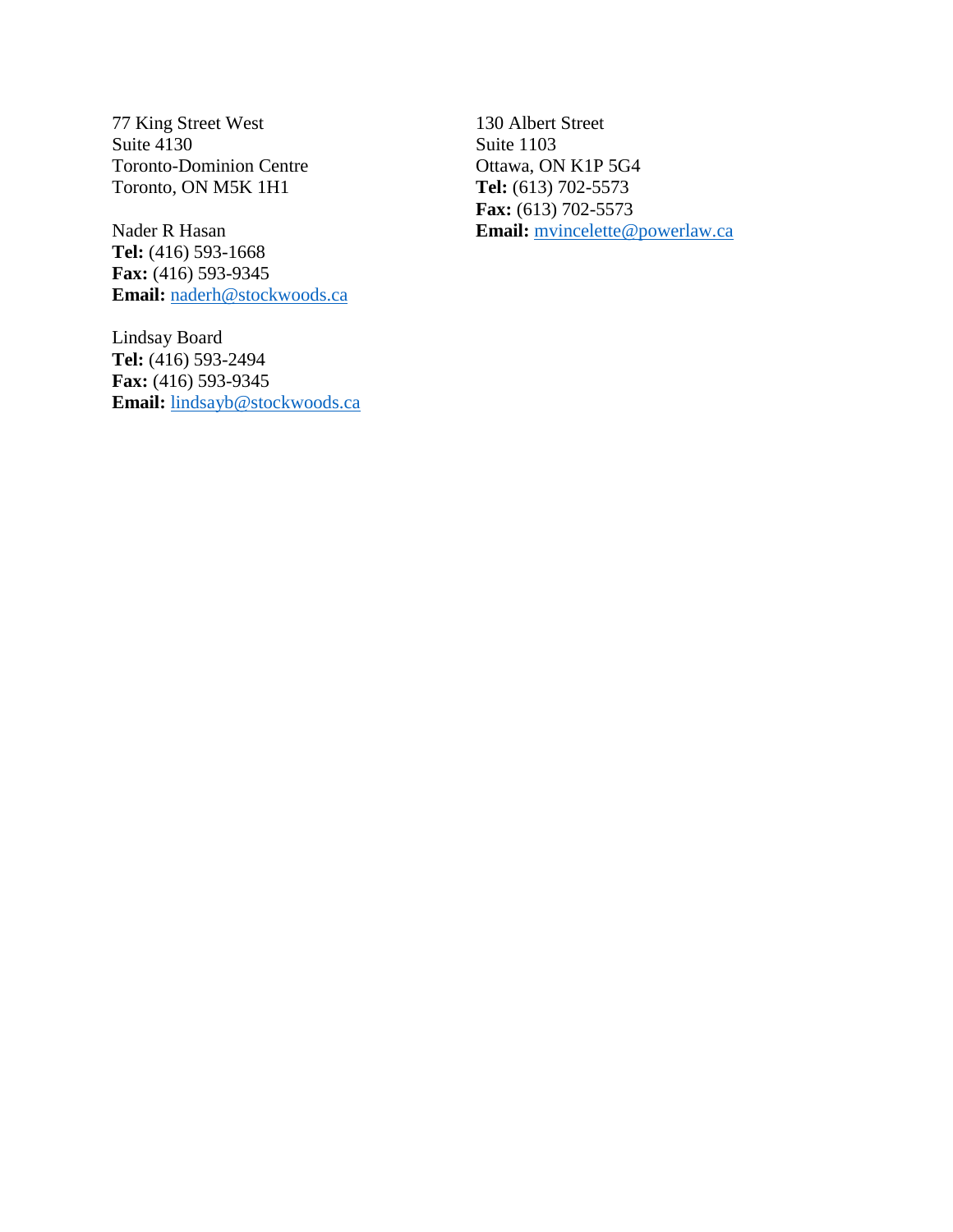77 King Street West
Suite 4130
Toronto-Dominion Centre
Toronto, ON M5K 1H1

Nader R Hasan
**Tel:** (416) 593-1668
**Fax:** (416) 593-9345
**Email:** naderh@stockwoods.ca

Lindsay Board
**Tel:** (416) 593-2494
**Fax:** (416) 593-9345
**Email:** lindsayb@stockwoods.ca

130 Albert Street
Suite 1103
Ottawa, ON K1P 5G4
**Tel:** (613) 702-5573
**Fax:** (613) 702-5573
**Email:** mvincelette@powerlaw.ca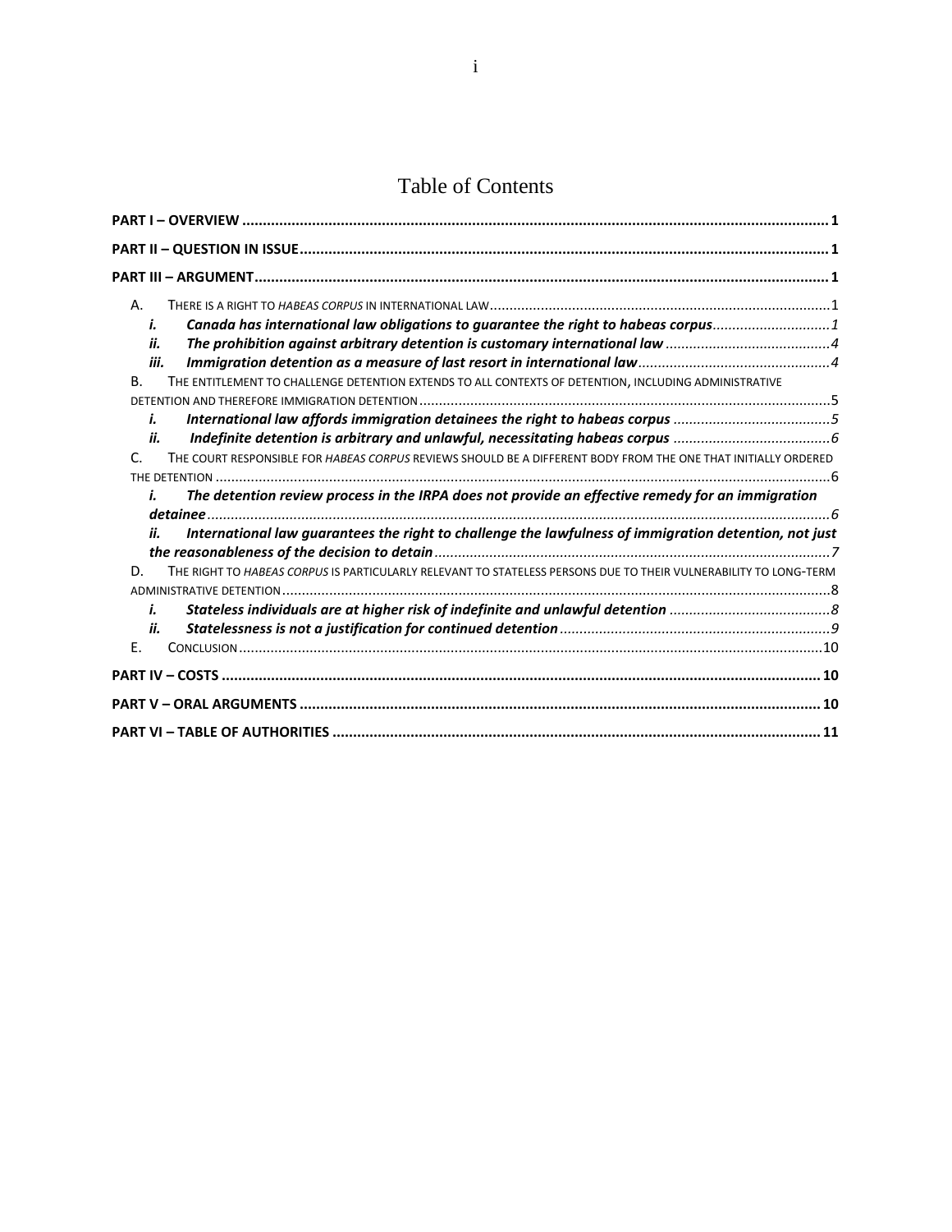# Table of Contents

**PART I – OVERVIEW** ........................................................................................................................................... 1

**PART II – QUESTION IN ISSUE** .............................................................................................................................. 1

**PART III – ARGUMENT** ........................................................................................................................................ 1

A. THERE IS A RIGHT TO *HABEAS CORPUS* IN INTERNATIONAL LAW ........................................................................................ 1

  ***i. Canada has international law obligations to guarantee the right to habeas corpus*** ............................. *1*

  ***ii. The prohibition against arbitrary detention is customary international law*** ......................................... *4*

  ***iii. Immigration detention as a measure of last resort in international law*** ................................................ *4*

B. THE ENTITLEMENT TO CHALLENGE DETENTION EXTENDS TO ALL CONTEXTS OF DETENTION, INCLUDING ADMINISTRATIVE DETENTION AND THEREFORE IMMIGRATION DETENTION ........................................................................................................ 5

  ***i. International law affords immigration detainees the right to habeas corpus*** ........................................ *5*

  ***ii. Indefinite detention is arbitrary and unlawful, necessitating habeas corpus*** ........................................ *6*

C. THE COURT RESPONSIBLE FOR *HABEAS CORPUS* REVIEWS SHOULD BE A DIFFERENT BODY FROM THE ONE THAT INITIALLY ORDERED THE DETENTION ........................................................................................................................................... 6

  ***i. The detention review process in the IRPA does not provide an effective remedy for an immigration detainee*** ........................................................................................................................................... *6*

  ***ii. International law guarantees the right to challenge the lawfulness of immigration detention, not just the reasonableness of the decision to detain*** ................................................................................................... *7*

D. THE RIGHT TO *HABEAS CORPUS* IS PARTICULARLY RELEVANT TO STATELESS PERSONS DUE TO THEIR VULNERABILITY TO LONG-TERM ADMINISTRATIVE DETENTION .......................................................................................................................................... 8

  ***i. Stateless individuals are at higher risk of indefinite and unlawful detention*** ........................................ *8*

  ***ii. Statelessness is not a justification for continued detention*** .................................................................... *9*

E. CONCLUSION .................................................................................................................................................. 10

**PART IV – COSTS** ................................................................................................................................................ 10

**PART V – ORAL ARGUMENTS** ............................................................................................................................. 10

**PART VI – TABLE OF AUTHORITIES** ...................................................................................................................... 11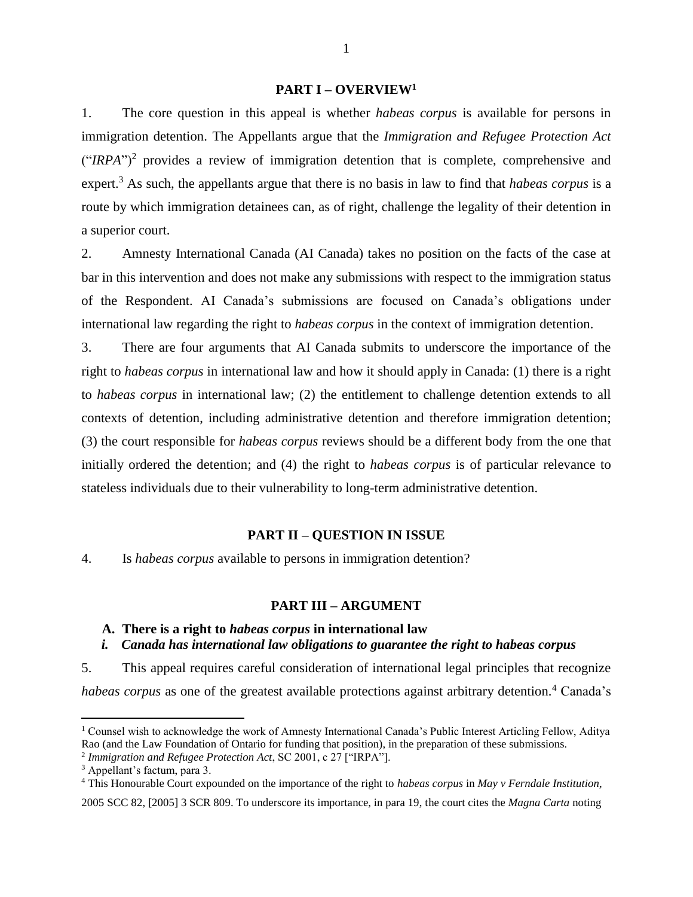## PART I – OVERVIEW[1]

1. The core question in this appeal is whether *habeas corpus* is available for persons in immigration detention. The Appellants argue that the *Immigration and Refugee Protection Act* ("*IRPA*")[2] provides a review of immigration detention that is complete, comprehensive and expert.[3] As such, the appellants argue that there is no basis in law to find that *habeas corpus* is a route by which immigration detainees can, as of right, challenge the legality of their detention in a superior court.

2. Amnesty International Canada (AI Canada) takes no position on the facts of the case at bar in this intervention and does not make any submissions with respect to the immigration status of the Respondent. AI Canada's submissions are focused on Canada's obligations under international law regarding the right to *habeas corpus* in the context of immigration detention.

3. There are four arguments that AI Canada submits to underscore the importance of the right to *habeas corpus* in international law and how it should apply in Canada: (1) there is a right to *habeas corpus* in international law; (2) the entitlement to challenge detention extends to all contexts of detention, including administrative detention and therefore immigration detention; (3) the court responsible for *habeas corpus* reviews should be a different body from the one that initially ordered the detention; and (4) the right to *habeas corpus* is of particular relevance to stateless individuals due to their vulnerability to long-term administrative detention.

## PART II – QUESTION IN ISSUE

4. Is *habeas corpus* available to persons in immigration detention?

## PART III – ARGUMENT

### A. There is a right to *habeas corpus* in international law

#### *i. Canada has international law obligations to guarantee the right to habeas corpus*

5. This appeal requires careful consideration of international legal principles that recognize *habeas corpus* as one of the greatest available protections against arbitrary detention.[4] Canada's

---

[1] Counsel wish to acknowledge the work of Amnesty International Canada's Public Interest Articling Fellow, Aditya Rao (and the Law Foundation of Ontario for funding that position), in the preparation of these submissions.

[2] *Immigration and Refugee Protection Act*, SC 2001, c 27 ["IRPA"].

[3] Appellant's factum, para 3.

[4] This Honourable Court expounded on the importance of the right to *habeas corpus* in *May v Ferndale Institution*, 2005 SCC 82, [2005] 3 SCR 809. To underscore its importance, in para 19, the court cites the *Magna Carta* noting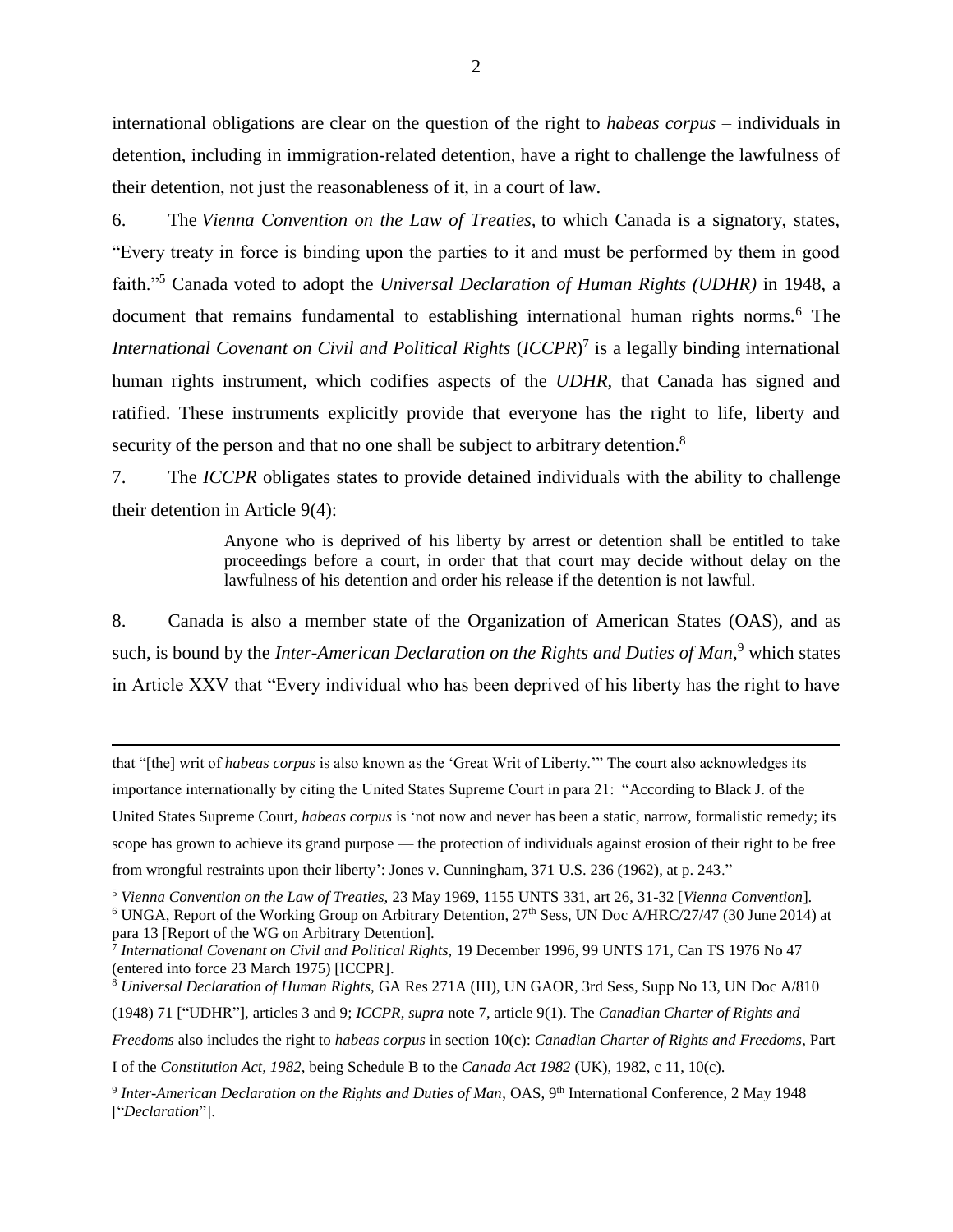international obligations are clear on the question of the right to *habeas corpus* – individuals in detention, including in immigration-related detention, have a right to challenge the lawfulness of their detention, not just the reasonableness of it, in a court of law.

6. The *Vienna Convention on the Law of Treaties*, to which Canada is a signatory, states, "Every treaty in force is binding upon the parties to it and must be performed by them in good faith."[5] Canada voted to adopt the *Universal Declaration of Human Rights (UDHR)* in 1948, a document that remains fundamental to establishing international human rights norms.[6] The *International Covenant on Civil and Political Rights* (*ICCPR*)[7] is a legally binding international human rights instrument, which codifies aspects of the *UDHR*, that Canada has signed and ratified. These instruments explicitly provide that everyone has the right to life, liberty and security of the person and that no one shall be subject to arbitrary detention.[8]

7. The *ICCPR* obligates states to provide detained individuals with the ability to challenge their detention in Article 9(4):

> Anyone who is deprived of his liberty by arrest or detention shall be entitled to take proceedings before a court, in order that that court may decide without delay on the lawfulness of his detention and order his release if the detention is not lawful.

8. Canada is also a member state of the Organization of American States (OAS), and as such, is bound by the *Inter-American Declaration on the Rights and Duties of Man*,[9] which states in Article XXV that "Every individual who has been deprived of his liberty has the right to have

---

that "[the] writ of *habeas corpus* is also known as the 'Great Writ of Liberty.'" The court also acknowledges its importance internationally by citing the United States Supreme Court in para 21: "According to Black J. of the United States Supreme Court, *habeas corpus* is 'not now and never has been a static, narrow, formalistic remedy; its scope has grown to achieve its grand purpose — the protection of individuals against erosion of their right to be free from wrongful restraints upon their liberty': Jones v. Cunningham, 371 U.S. 236 (1962), at p. 243."

[5] *Vienna Convention on the Law of Treaties*, 23 May 1969, 1155 UNTS 331, art 26, 31-32 [*Vienna Convention*].

[6] UNGA, Report of the Working Group on Arbitrary Detention, 27th Sess, UN Doc A/HRC/27/47 (30 June 2014) at para 13 [Report of the WG on Arbitrary Detention].

[7] *International Covenant on Civil and Political Rights*, 19 December 1996, 99 UNTS 171, Can TS 1976 No 47 (entered into force 23 March 1975) [ICCPR].

[8] *Universal Declaration of Human Rights*, GA Res 271A (III), UN GAOR, 3rd Sess, Supp No 13, UN Doc A/810 (1948) 71 ["UDHR"], articles 3 and 9; *ICCPR*, *supra* note 7, article 9(1). The *Canadian Charter of Rights and Freedoms* also includes the right to *habeas corpus* in section 10(c): *Canadian Charter of Rights and Freedoms*, Part I of the *Constitution Act, 1982*, being Schedule B to the *Canada Act 1982* (UK), 1982, c 11, 10(c).

[9] *Inter-American Declaration on the Rights and Duties of Man*, OAS, 9th International Conference, 2 May 1948 ["*Declaration*"].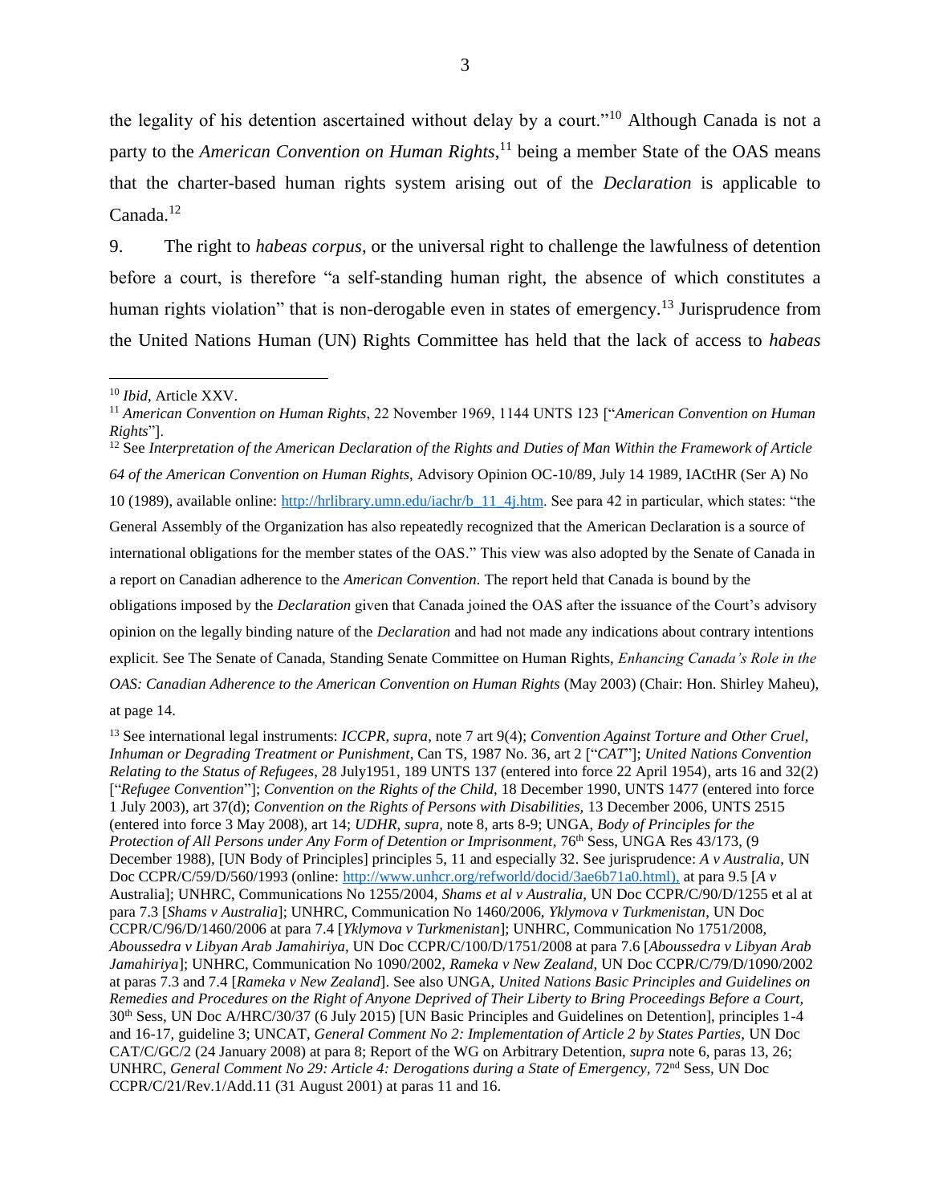the legality of his detention ascertained without delay by a court."[10] Although Canada is not a party to the *American Convention on Human Rights*,[11] being a member State of the OAS means that the charter-based human rights system arising out of the *Declaration* is applicable to Canada.[12]

9. The right to *habeas corpus*, or the universal right to challenge the lawfulness of detention before a court, is therefore "a self-standing human right, the absence of which constitutes a human rights violation" that is non-derogable even in states of emergency.[13] Jurisprudence from the United Nations Human (UN) Rights Committee has held that the lack of access to *habeas*

---

[10] *Ibid*, Article XXV.

[11] *American Convention on Human Rights*, 22 November 1969, 1144 UNTS 123 ["*American Convention on Human Rights*"].

[12] See *Interpretation of the American Declaration of the Rights and Duties of Man Within the Framework of Article 64 of the American Convention on Human Rights,* Advisory Opinion OC-10/89, July 14 1989, IACtHR (Ser A) No 10 (1989), available online: http://hrlibrary.umn.edu/iachr/b_11_4j.htm. See para 42 in particular, which states: "the General Assembly of the Organization has also repeatedly recognized that the American Declaration is a source of international obligations for the member states of the OAS." This view was also adopted by the Senate of Canada in a report on Canadian adherence to the *American Convention.* The report held that Canada is bound by the obligations imposed by the *Declaration* given that Canada joined the OAS after the issuance of the Court's advisory opinion on the legally binding nature of the *Declaration* and had not made any indications about contrary intentions explicit. See The Senate of Canada, Standing Senate Committee on Human Rights, *Enhancing Canada's Role in the OAS: Canadian Adherence to the American Convention on Human Rights* (May 2003) (Chair: Hon. Shirley Maheu), at page 14.

[13] See international legal instruments: *ICCPR*, *supra*, note 7 art 9(4); *Convention Against Torture and Other Cruel, Inhuman or Degrading Treatment or Punishment*, Can TS, 1987 No. 36, art 2 ["*CAT*"]; *United Nations Convention Relating to the Status of Refugees*, 28 July1951, 189 UNTS 137 (entered into force 22 April 1954), arts 16 and 32(2) ["*Refugee Convention*"]; *Convention on the Rights of the Child,* 18 December 1990, UNTS 1477 (entered into force 1 July 2003), art 37(d); *Convention on the Rights of Persons with Disabilities,* 13 December 2006, UNTS 2515 (entered into force 3 May 2008), art 14; *UDHR*, *supra,* note 8, arts 8-9; UNGA, *Body of Principles for the Protection of All Persons under Any Form of Detention or Imprisonment*, 76th Sess, UNGA Res 43/173, (9 December 1988), [UN Body of Principles] principles 5, 11 and especially 32. See jurisprudence: *A v Australia*, UN Doc CCPR/C/59/D/560/1993 (online: http://www.unhcr.org/refworld/docid/3ae6b71a0.html), at para 9.5 [*A v* Australia]; UNHRC, Communications No 1255/2004, *Shams et al v Australia*, UN Doc CCPR/C/90/D/1255 et al at para 7.3 [*Shams v Australia*]; UNHRC, Communication No 1460/2006, *Yklymova v Turkmenistan*, UN Doc CCPR/C/96/D/1460/2006 at para 7.4 [*Yklymova v Turkmenistan*]; UNHRC, Communication No 1751/2008, *Aboussedra v Libyan Arab Jamahiriya*, UN Doc CCPR/C/100/D/1751/2008 at para 7.6 [*Aboussedra v Libyan Arab Jamahiriya*]; UNHRC, Communication No 1090/2002, *Rameka v New Zealand*, UN Doc CCPR/C/79/D/1090/2002 at paras 7.3 and 7.4 [*Rameka v New Zealand*]. See also UNGA, *United Nations Basic Principles and Guidelines on Remedies and Procedures on the Right of Anyone Deprived of Their Liberty to Bring Proceedings Before a Court,* 30th Sess, UN Doc A/HRC/30/37 (6 July 2015) [UN Basic Principles and Guidelines on Detention], principles 1-4 and 16-17, guideline 3; UNCAT, *General Comment No 2: Implementation of Article 2 by States Parties,* UN Doc CAT/C/GC/2 (24 January 2008) at para 8; Report of the WG on Arbitrary Detention, *supra* note 6, paras 13, 26; UNHRC, *General Comment No 29: Article 4: Derogations during a State of Emergency,* 72nd Sess, UN Doc CCPR/C/21/Rev.1/Add.11 (31 August 2001) at paras 11 and 16.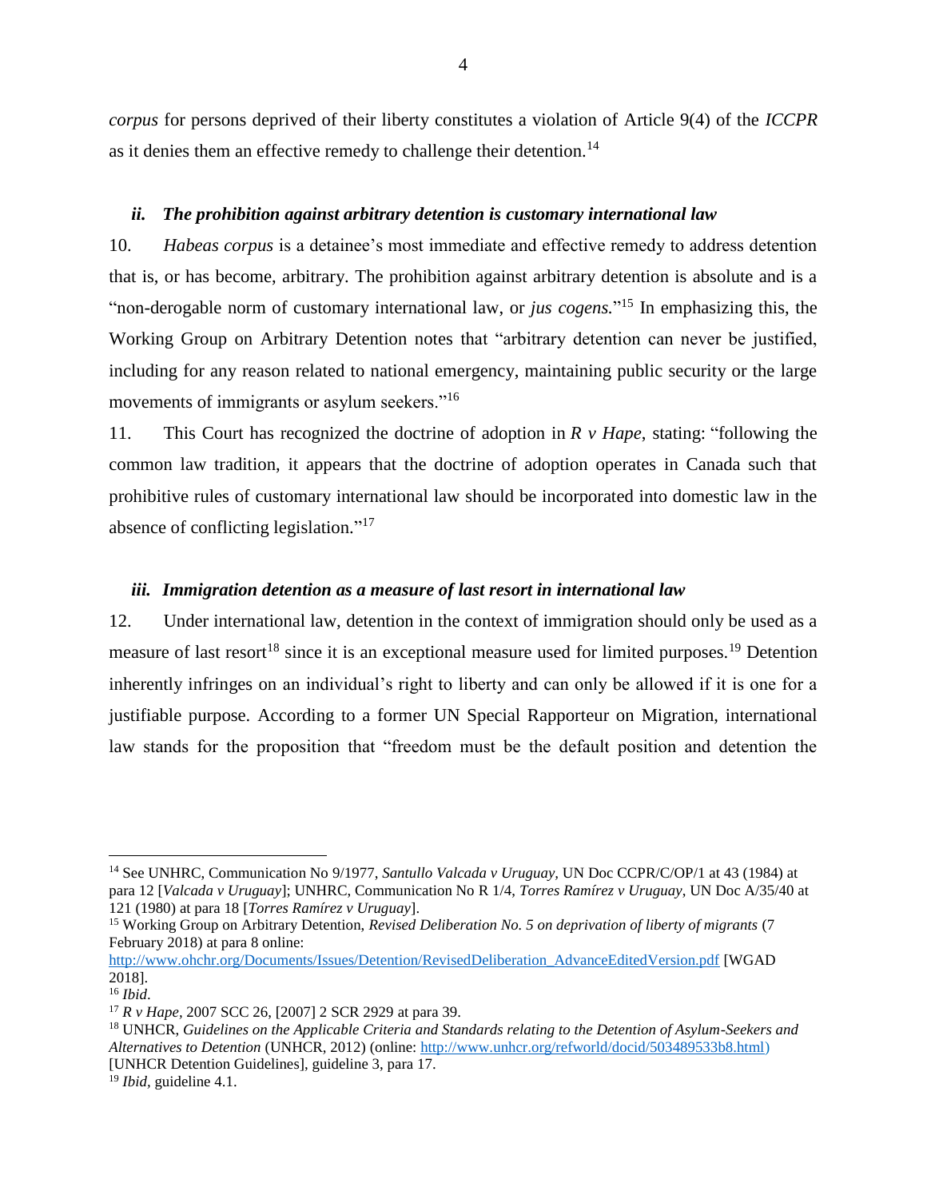*corpus* for persons deprived of their liberty constitutes a violation of Article 9(4) of the *ICCPR* as it denies them an effective remedy to challenge their detention.[14]

### *ii. The prohibition against arbitrary detention is customary international law*

10. *Habeas corpus* is a detainee's most immediate and effective remedy to address detention that is, or has become, arbitrary. The prohibition against arbitrary detention is absolute and is a "non-derogable norm of customary international law, or *jus cogens*."[15] In emphasizing this, the Working Group on Arbitrary Detention notes that "arbitrary detention can never be justified, including for any reason related to national emergency, maintaining public security or the large movements of immigrants or asylum seekers."[16]

11. This Court has recognized the doctrine of adoption in *R v Hape*, stating: "following the common law tradition, it appears that the doctrine of adoption operates in Canada such that prohibitive rules of customary international law should be incorporated into domestic law in the absence of conflicting legislation."[17]

### *iii. Immigration detention as a measure of last resort in international law*

12. Under international law, detention in the context of immigration should only be used as a measure of last resort[18] since it is an exceptional measure used for limited purposes.[19] Detention inherently infringes on an individual's right to liberty and can only be allowed if it is one for a justifiable purpose. According to a former UN Special Rapporteur on Migration, international law stands for the proposition that "freedom must be the default position and detention the

---

[14] See UNHRC, Communication No 9/1977, *Santullo Valcada v Uruguay*, UN Doc CCPR/C/OP/1 at 43 (1984) at para 12 [*Valcada v Uruguay*]; UNHRC, Communication No R 1/4, *Torres Ramírez v Uruguay*, UN Doc A/35/40 at 121 (1980) at para 18 [*Torres Ramírez v Uruguay*].

[15] Working Group on Arbitrary Detention, *Revised Deliberation No. 5 on deprivation of liberty of migrants* (7 February 2018) at para 8 online: http://www.ohchr.org/Documents/Issues/Detention/RevisedDeliberation_AdvanceEditedVersion.pdf [WGAD 2018].

[16] *Ibid*.

[17] *R v Hape*, 2007 SCC 26, [2007] 2 SCR 2929 at para 39.

[18] UNHCR, *Guidelines on the Applicable Criteria and Standards relating to the Detention of Asylum-Seekers and Alternatives to Detention* (UNHCR, 2012) (online: http://www.unhcr.org/refworld/docid/503489533b8.html) [UNHCR Detention Guidelines], guideline 3, para 17.

[19] *Ibid*, guideline 4.1.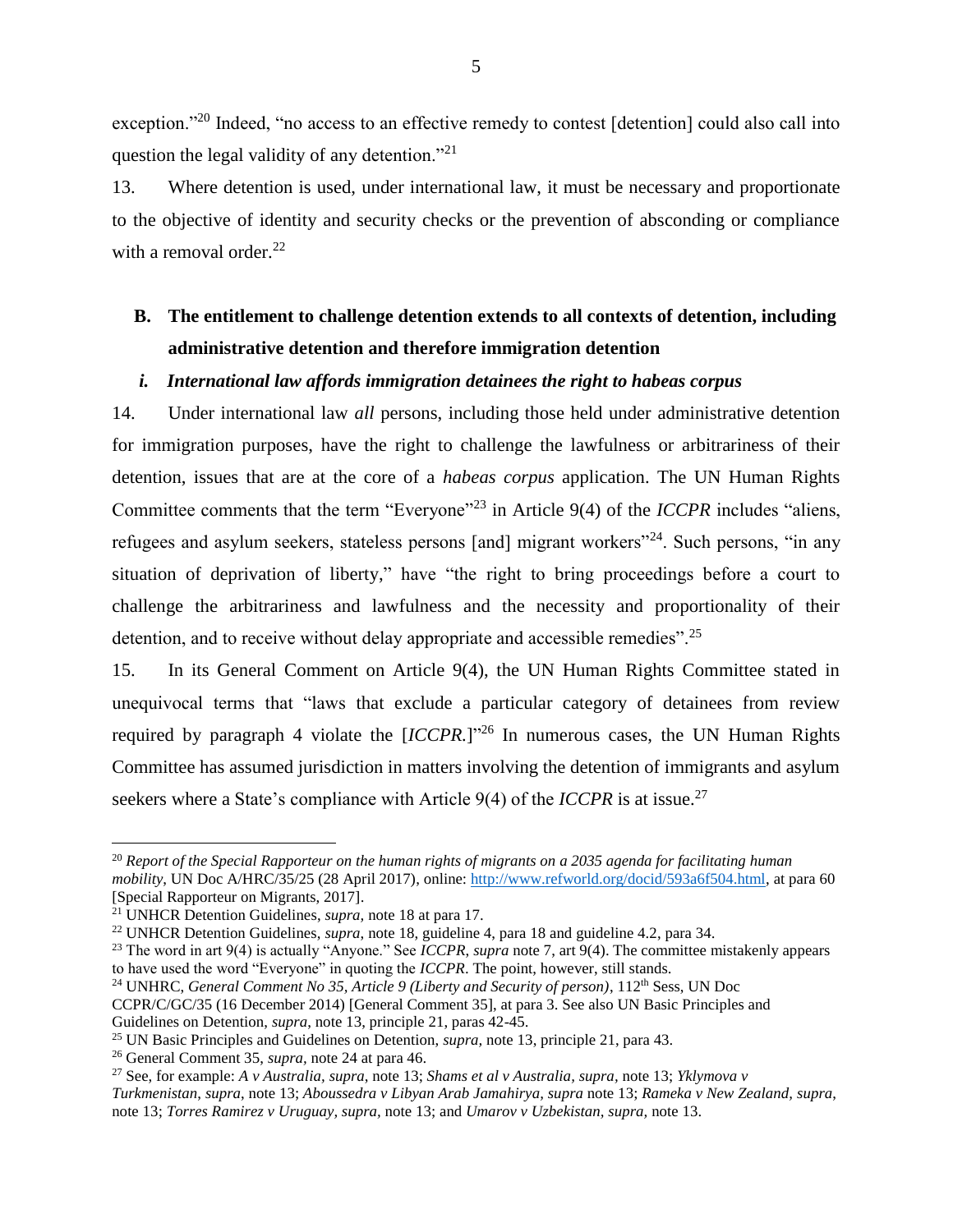exception."[20] Indeed, "no access to an effective remedy to contest [detention] could also call into question the legal validity of any detention."[21]

13. Where detention is used, under international law, it must be necessary and proportionate to the objective of identity and security checks or the prevention of absconding or compliance with a removal order.[22]

## B. The entitlement to challenge detention extends to all contexts of detention, including administrative detention and therefore immigration detention

### *i. International law affords immigration detainees the right to habeas corpus*

14. Under international law *all* persons, including those held under administrative detention for immigration purposes, have the right to challenge the lawfulness or arbitrariness of their detention, issues that are at the core of a *habeas corpus* application. The UN Human Rights Committee comments that the term "Everyone"[23] in Article 9(4) of the *ICCPR* includes "aliens, refugees and asylum seekers, stateless persons [and] migrant workers"[24]. Such persons, "in any situation of deprivation of liberty," have "the right to bring proceedings before a court to challenge the arbitrariness and lawfulness and the necessity and proportionality of their detention, and to receive without delay appropriate and accessible remedies".[25]

15. In its General Comment on Article 9(4), the UN Human Rights Committee stated in unequivocal terms that "laws that exclude a particular category of detainees from review required by paragraph 4 violate the [*ICCPR*.]"[26] In numerous cases, the UN Human Rights Committee has assumed jurisdiction in matters involving the detention of immigrants and asylum seekers where a State's compliance with Article 9(4) of the *ICCPR* is at issue.[27]

---

[20] *Report of the Special Rapporteur on the human rights of migrants on a 2035 agenda for facilitating human mobility*, UN Doc A/HRC/35/25 (28 April 2017), online: http://www.refworld.org/docid/593a6f504.html, at para 60 [Special Rapporteur on Migrants, 2017].

[21] UNHCR Detention Guidelines, *supra,* note 18 at para 17.

[22] UNHCR Detention Guidelines, *supra*, note 18, guideline 4, para 18 and guideline 4.2, para 34.

[23] The word in art 9(4) is actually "Anyone." See *ICCPR, supra* note 7, art 9(4). The committee mistakenly appears to have used the word "Everyone" in quoting the *ICCPR*. The point, however, still stands.

[24] UNHRC, *General Comment No 35, Article 9 (Liberty and Security of person)*, 112th Sess, UN Doc CCPR/C/GC/35 (16 December 2014) [General Comment 35], at para 3. See also UN Basic Principles and Guidelines on Detention, *supra*, note 13, principle 21, paras 42-45.

[25] UN Basic Principles and Guidelines on Detention, *supra,* note 13, principle 21, para 43.

[26] General Comment 35, *supra,* note 24 at para 46.

[27] See, for example: *A v Australia*, *supra*, note 13; *Shams et al v Australia*, *supra,* note 13; *Yklymova v Turkmenistan*, *supra*, note 13; *Aboussedra v Libyan Arab Jamahirya, supra* note 13; *Rameka v New Zealand, supra*, note 13; *Torres Ramirez v Uruguay, supra,* note 13; and *Umarov v Uzbekistan, supra,* note 13.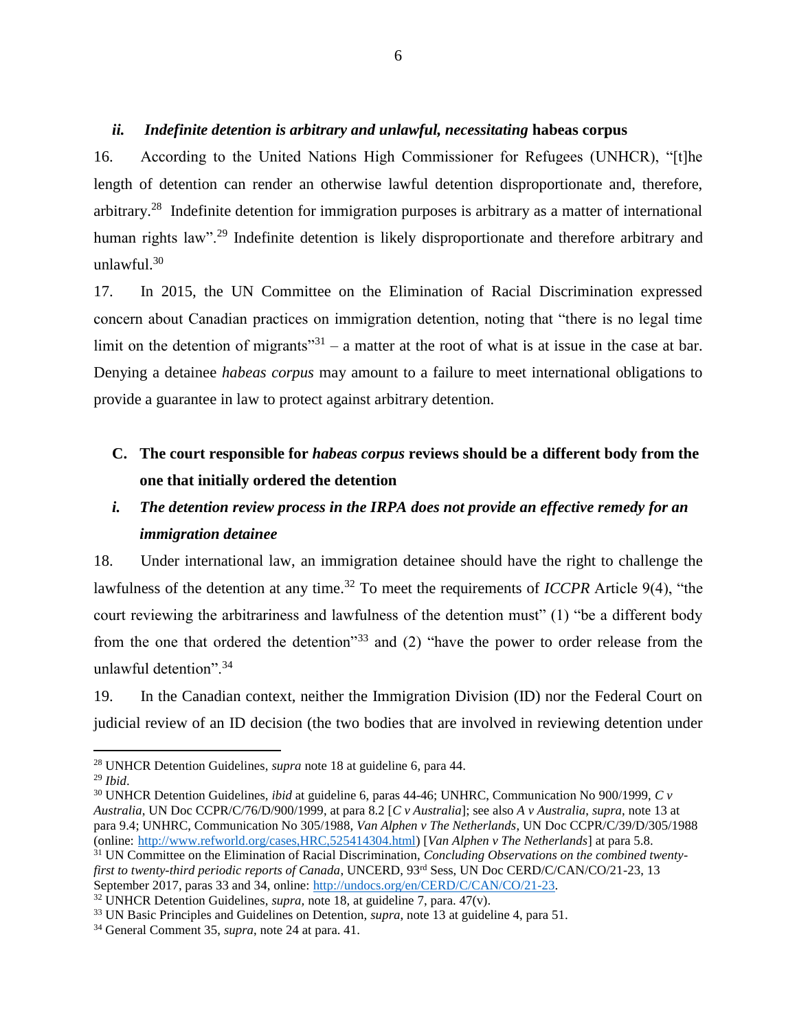### *ii. Indefinite detention is arbitrary and unlawful, necessitating* **habeas corpus**

16. According to the United Nations High Commissioner for Refugees (UNHCR), "[t]he length of detention can render an otherwise lawful detention disproportionate and, therefore, arbitrary.[28] Indefinite detention for immigration purposes is arbitrary as a matter of international human rights law".[29] Indefinite detention is likely disproportionate and therefore arbitrary and unlawful.[30]

17. In 2015, the UN Committee on the Elimination of Racial Discrimination expressed concern about Canadian practices on immigration detention, noting that "there is no legal time limit on the detention of migrants"[31] – a matter at the root of what is at issue in the case at bar. Denying a detainee *habeas corpus* may amount to a failure to meet international obligations to provide a guarantee in law to protect against arbitrary detention.

## C. The court responsible for *habeas corpus* reviews should be a different body from the one that initially ordered the detention

### *i. The detention review process in the IRPA does not provide an effective remedy for an immigration detainee*

18. Under international law, an immigration detainee should have the right to challenge the lawfulness of the detention at any time.[32] To meet the requirements of *ICCPR* Article 9(4), "the court reviewing the arbitrariness and lawfulness of the detention must" (1) "be a different body from the one that ordered the detention"[33] and (2) "have the power to order release from the unlawful detention".[34]

19. In the Canadian context, neither the Immigration Division (ID) nor the Federal Court on judicial review of an ID decision (the two bodies that are involved in reviewing detention under

---

[28] UNHCR Detention Guidelines, *supra* note 18 at guideline 6, para 44.

[29] *Ibid*.

[30] UNHCR Detention Guidelines, *ibid* at guideline 6, paras 44-46; UNHRC, Communication No 900/1999, *C v Australia*, UN Doc CCPR/C/76/D/900/1999, at para 8.2 [*C v Australia*]; see also *A v Australia*, *supra*, note 13 at para 9.4; UNHRC, Communication No 305/1988, *Van Alphen v The Netherlands*, UN Doc CCPR/C/39/D/305/1988 (online: http://www.refworld.org/cases,HRC,525414304.html) [*Van Alphen v The Netherlands*] at para 5.8.

[31] UN Committee on the Elimination of Racial Discrimination, *Concluding Observations on the combined twenty-first to twenty-third periodic reports of Canada*, UNCERD, 93rd Sess, UN Doc CERD/C/CAN/CO/21-23, 13 September 2017, paras 33 and 34, online: http://undocs.org/en/CERD/C/CAN/CO/21-23.

[32] UNHCR Detention Guidelines, *supra*, note 18, at guideline 7, para. 47(v).

[33] UN Basic Principles and Guidelines on Detention, *supra*, note 13 at guideline 4, para 51.

[34] General Comment 35, *supra*, note 24 at para. 41.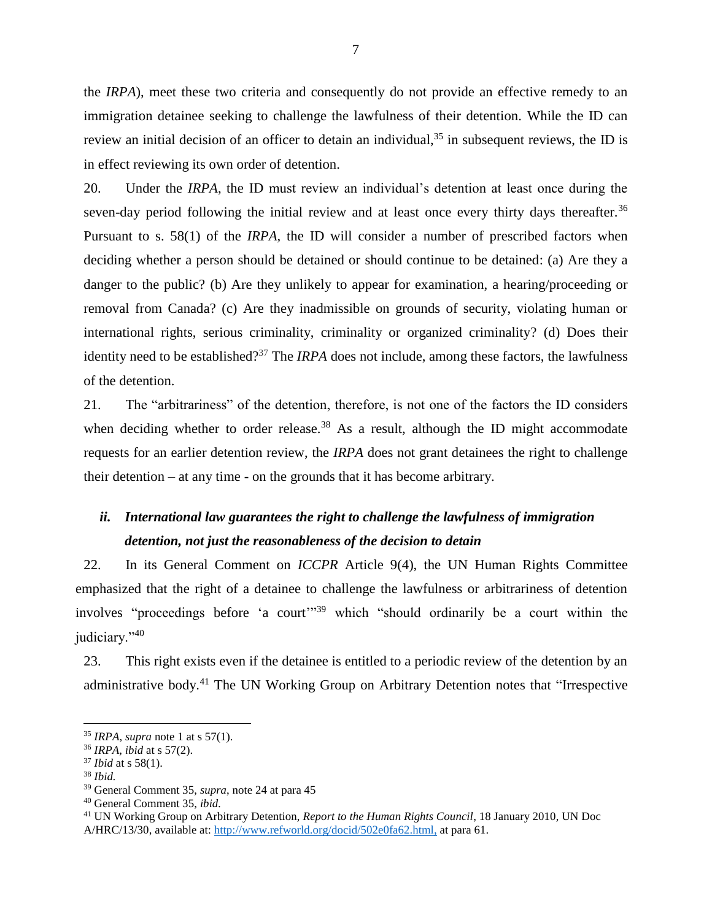the *IRPA*), meet these two criteria and consequently do not provide an effective remedy to an immigration detainee seeking to challenge the lawfulness of their detention. While the ID can review an initial decision of an officer to detain an individual,[35] in subsequent reviews, the ID is in effect reviewing its own order of detention.

20. Under the *IRPA*, the ID must review an individual's detention at least once during the seven-day period following the initial review and at least once every thirty days thereafter.[36] Pursuant to s. 58(1) of the *IRPA*, the ID will consider a number of prescribed factors when deciding whether a person should be detained or should continue to be detained: (a) Are they a danger to the public? (b) Are they unlikely to appear for examination, a hearing/proceeding or removal from Canada? (c) Are they inadmissible on grounds of security, violating human or international rights, serious criminality, criminality or organized criminality? (d) Does their identity need to be established?[37] The *IRPA* does not include, among these factors, the lawfulness of the detention.

21. The "arbitrariness" of the detention, therefore, is not one of the factors the ID considers when deciding whether to order release.[38] As a result, although the ID might accommodate requests for an earlier detention review, the *IRPA* does not grant detainees the right to challenge their detention – at any time - on the grounds that it has become arbitrary.

### *ii. International law guarantees the right to challenge the lawfulness of immigration detention, not just the reasonableness of the decision to detain*

22. In its General Comment on *ICCPR* Article 9(4), the UN Human Rights Committee emphasized that the right of a detainee to challenge the lawfulness or arbitrariness of detention involves "proceedings before 'a court'"[39] which "should ordinarily be a court within the judiciary."[40]

23. This right exists even if the detainee is entitled to a periodic review of the detention by an administrative body.[41] The UN Working Group on Arbitrary Detention notes that "Irrespective

---

[35] *IRPA*, *supra* note 1 at s 57(1).

[36] *IRPA*, *ibid* at s 57(2).

[37] *Ibid* at s 58(1).

[38] *Ibid.*

[39] General Comment 35, *supra*, note 24 at para 45

[40] General Comment 35, *ibid.*

[41] UN Working Group on Arbitrary Detention, *Report to the Human Rights Council*, 18 January 2010, UN Doc A/HRC/13/30, available at: http://www.refworld.org/docid/502e0fa62.html, at para 61.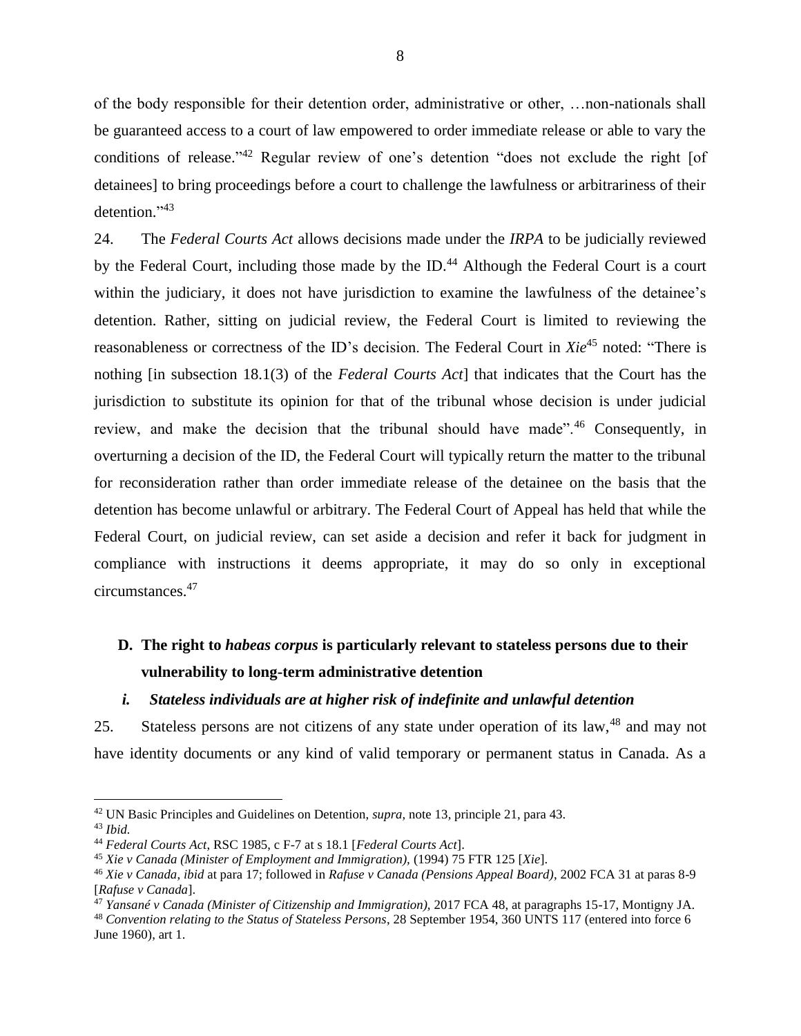of the body responsible for their detention order, administrative or other, …non-nationals shall be guaranteed access to a court of law empowered to order immediate release or able to vary the conditions of release."[42] Regular review of one's detention "does not exclude the right [of detainees] to bring proceedings before a court to challenge the lawfulness or arbitrariness of their detention."[43]

24. The *Federal Courts Act* allows decisions made under the *IRPA* to be judicially reviewed by the Federal Court, including those made by the ID.[44] Although the Federal Court is a court within the judiciary, it does not have jurisdiction to examine the lawfulness of the detainee's detention. Rather, sitting on judicial review, the Federal Court is limited to reviewing the reasonableness or correctness of the ID's decision. The Federal Court in *Xie*[45] noted: "There is nothing [in subsection 18.1(3) of the *Federal Courts Act*] that indicates that the Court has the jurisdiction to substitute its opinion for that of the tribunal whose decision is under judicial review, and make the decision that the tribunal should have made".[46] Consequently, in overturning a decision of the ID, the Federal Court will typically return the matter to the tribunal for reconsideration rather than order immediate release of the detainee on the basis that the detention has become unlawful or arbitrary. The Federal Court of Appeal has held that while the Federal Court, on judicial review, can set aside a decision and refer it back for judgment in compliance with instructions it deems appropriate, it may do so only in exceptional circumstances.[47]

## D. The right to *habeas corpus* is particularly relevant to stateless persons due to their vulnerability to long-term administrative detention

### *i. Stateless individuals are at higher risk of indefinite and unlawful detention*

25. Stateless persons are not citizens of any state under operation of its law,[48] and may not have identity documents or any kind of valid temporary or permanent status in Canada. As a

---

[42] UN Basic Principles and Guidelines on Detention, *supra*, note 13, principle 21, para 43.

[43] *Ibid.*

[44] *Federal Courts Act*, RSC 1985, c F-7 at s 18.1 [*Federal Courts Act*].

[45] *Xie v Canada (Minister of Employment and Immigration)*, (1994) 75 FTR 125 [*Xie*].

[46] *Xie v Canada, ibid* at para 17; followed in *Rafuse v Canada (Pensions Appeal Board)*, 2002 FCA 31 at paras 8-9 [*Rafuse v Canada*].

[47] *Yansané v Canada (Minister of Citizenship and Immigration)*, 2017 FCA 48, at paragraphs 15-17, Montigny JA.

[48] *Convention relating to the Status of Stateless Persons*, 28 September 1954, 360 UNTS 117 (entered into force 6 June 1960), art 1.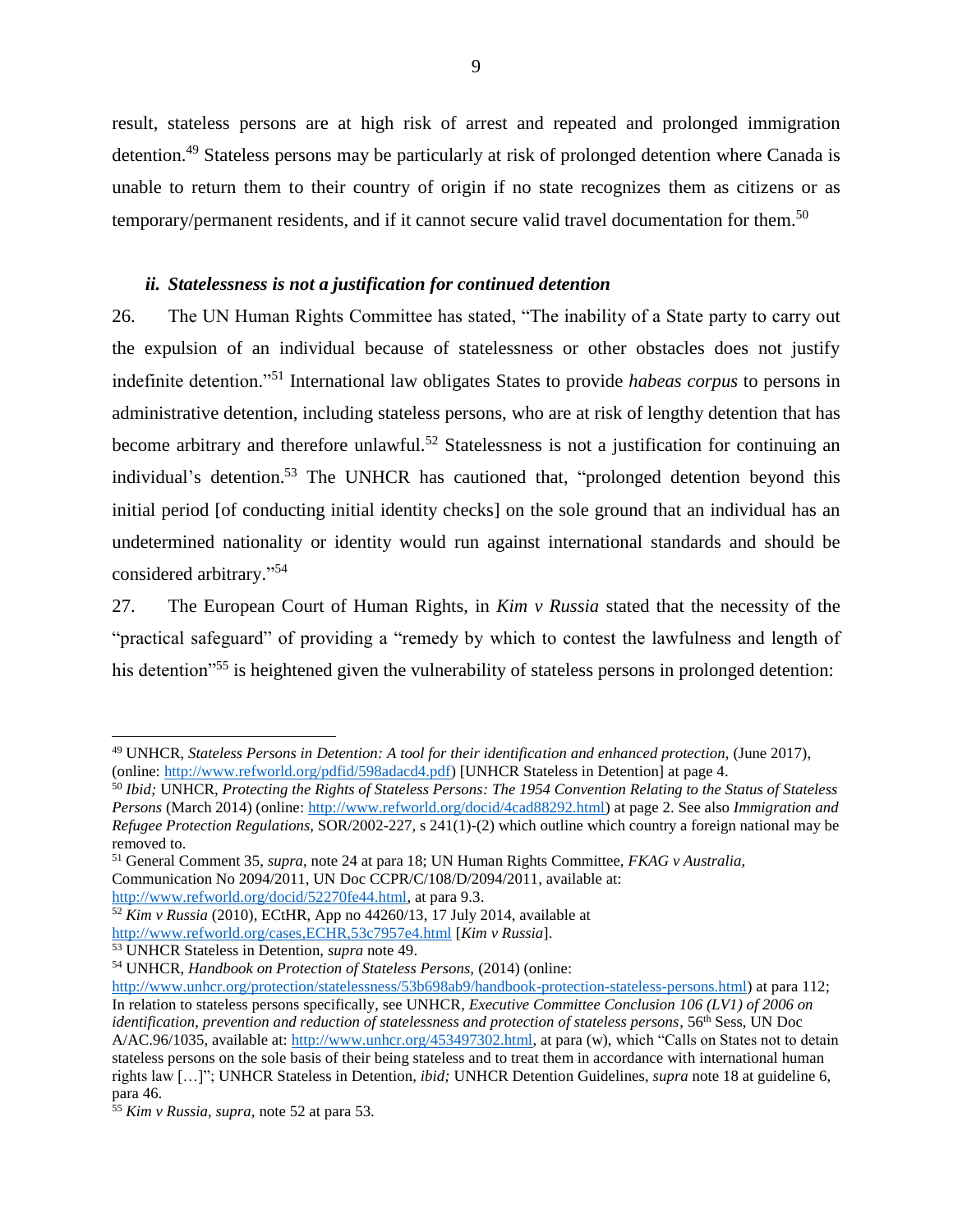result, stateless persons are at high risk of arrest and repeated and prolonged immigration detention.[49] Stateless persons may be particularly at risk of prolonged detention where Canada is unable to return them to their country of origin if no state recognizes them as citizens or as temporary/permanent residents, and if it cannot secure valid travel documentation for them.[50]

### *ii. Statelessness is not a justification for continued detention*

26. The UN Human Rights Committee has stated, "The inability of a State party to carry out the expulsion of an individual because of statelessness or other obstacles does not justify indefinite detention."[51] International law obligates States to provide *habeas corpus* to persons in administrative detention, including stateless persons, who are at risk of lengthy detention that has become arbitrary and therefore unlawful.[52] Statelessness is not a justification for continuing an individual's detention.[53] The UNHCR has cautioned that, "prolonged detention beyond this initial period [of conducting initial identity checks] on the sole ground that an individual has an undetermined nationality or identity would run against international standards and should be considered arbitrary."[54]

27. The European Court of Human Rights, in *Kim v Russia* stated that the necessity of the "practical safeguard" of providing a "remedy by which to contest the lawfulness and length of his detention"[55] is heightened given the vulnerability of stateless persons in prolonged detention:

---

[49] UNHCR, *Stateless Persons in Detention: A tool for their identification and enhanced protection,* (June 2017), (online: http://www.refworld.org/pdfid/598adacd4.pdf) [UNHCR Stateless in Detention] at page 4.

[50] *Ibid;* UNHCR, *Protecting the Rights of Stateless Persons: The 1954 Convention Relating to the Status of Stateless Persons* (March 2014) (online: http://www.refworld.org/docid/4cad88292.html) at page 2. See also *Immigration and Refugee Protection Regulations,* SOR/2002-227, s 241(1)-(2) which outline which country a foreign national may be removed to.

[51] General Comment 35, *supra*, note 24 at para 18; UN Human Rights Committee, *FKAG v Australia,* Communication No 2094/2011, UN Doc CCPR/C/108/D/2094/2011, available at: http://www.refworld.org/docid/52270fe44.html, at para 9.3.

[52] *Kim v Russia* (2010), ECtHR, App no 44260/13, 17 July 2014, available at http://www.refworld.org/cases,ECHR,53c7957e4.html [*Kim v Russia*].

[53] UNHCR Stateless in Detention, *supra* note 49.

[54] UNHCR, *Handbook on Protection of Stateless Persons,* (2014) (online: http://www.unhcr.org/protection/statelessness/53b698ab9/handbook-protection-stateless-persons.html) at para 112; In relation to stateless persons specifically, see UNHCR, *Executive Committee Conclusion 106 (LVI) of 2006 on identification, prevention and reduction of statelessness and protection of stateless persons*, 56th Sess, UN Doc A/AC.96/1035, available at: http://www.unhcr.org/453497302.html, at para (w), which "Calls on States not to detain stateless persons on the sole basis of their being stateless and to treat them in accordance with international human rights law […]"; UNHCR Stateless in Detention, *ibid;* UNHCR Detention Guidelines, *supra* note 18 at guideline 6, para 46.

[55] *Kim v Russia, supra,* note 52 at para 53.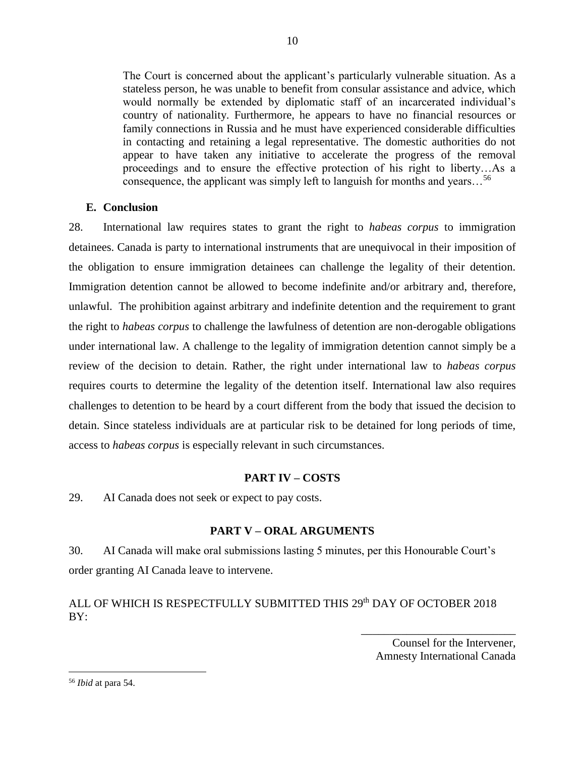> The Court is concerned about the applicant's particularly vulnerable situation. As a stateless person, he was unable to benefit from consular assistance and advice, which would normally be extended by diplomatic staff of an incarcerated individual's country of nationality. Furthermore, he appears to have no financial resources or family connections in Russia and he must have experienced considerable difficulties in contacting and retaining a legal representative. The domestic authorities do not appear to have taken any initiative to accelerate the progress of the removal proceedings and to ensure the effective protection of his right to liberty…As a consequence, the applicant was simply left to languish for months and years…[56]

### E. Conclusion

28. International law requires states to grant the right to *habeas corpus* to immigration detainees. Canada is party to international instruments that are unequivocal in their imposition of the obligation to ensure immigration detainees can challenge the legality of their detention. Immigration detention cannot be allowed to become indefinite and/or arbitrary and, therefore, unlawful. The prohibition against arbitrary and indefinite detention and the requirement to grant the right to *habeas corpus* to challenge the lawfulness of detention are non-derogable obligations under international law. A challenge to the legality of immigration detention cannot simply be a review of the decision to detain. Rather, the right under international law to *habeas corpus* requires courts to determine the legality of the detention itself. International law also requires challenges to detention to be heard by a court different from the body that issued the decision to detain. Since stateless individuals are at particular risk to be detained for long periods of time, access to *habeas corpus* is especially relevant in such circumstances.

## PART IV – COSTS

29. AI Canada does not seek or expect to pay costs.

## PART V – ORAL ARGUMENTS

30. AI Canada will make oral submissions lasting 5 minutes, per this Honourable Court's order granting AI Canada leave to intervene.

ALL OF WHICH IS RESPECTFULLY SUBMITTED THIS 29th DAY OF OCTOBER 2018 BY:

\_\_\_\_\_\_\_\_\_\_\_\_\_\_\_\_\_\_\_\_\_\_\_\_\_\_\_\_

Counsel for the Intervener,
Amnesty International Canada

---

[56] *Ibid* at para 54.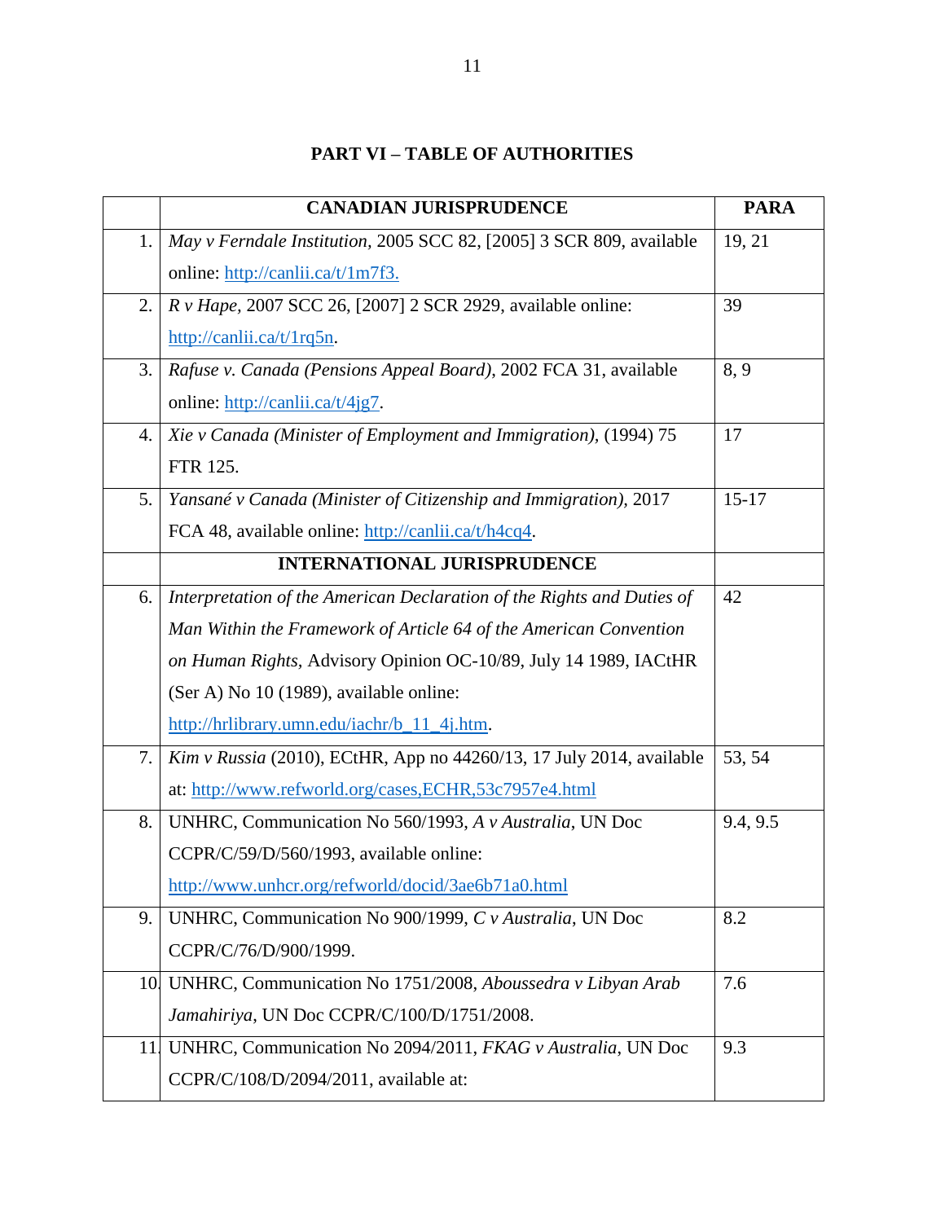## PART VI – TABLE OF AUTHORITIES

| | CANADIAN JURISPRUDENCE | PARA |
|---|---|---|
| 1. | *May v Ferndale Institution*, 2005 SCC 82, [2005] 3 SCR 809, available online: http://canlii.ca/t/1m7f3. | 19, 21 |
| 2. | *R v Hape*, 2007 SCC 26, [2007] 2 SCR 2929, available online: http://canlii.ca/t/1rq5n. | 39 |
| 3. | *Rafuse v. Canada (Pensions Appeal Board)*, 2002 FCA 31, available online: http://canlii.ca/t/4jg7. | 8, 9 |
| 4. | *Xie v Canada (Minister of Employment and Immigration)*, (1994) 75 FTR 125. | 17 |
| 5. | *Yansané v Canada (Minister of Citizenship and Immigration)*, 2017 FCA 48, available online: http://canlii.ca/t/h4cq4. | 15-17 |
| | **INTERNATIONAL JURISPRUDENCE** | |
| 6. | *Interpretation of the American Declaration of the Rights and Duties of Man Within the Framework of Article 64 of the American Convention on Human Rights*, Advisory Opinion OC-10/89, July 14 1989, IACtHR (Ser A) No 10 (1989), available online: http://hrlibrary.umn.edu/iachr/b_11_4j.htm. | 42 |
| 7. | *Kim v Russia* (2010), ECtHR, App no 44260/13, 17 July 2014, available at: http://www.refworld.org/cases,ECHR,53c7957e4.html | 53, 54 |
| 8. | UNHRC, Communication No 560/1993, *A v Australia*, UN Doc CCPR/C/59/D/560/1993, available online: http://www.unhcr.org/refworld/docid/3ae6b71a0.html | 9.4, 9.5 |
| 9. | UNHRC, Communication No 900/1999, *C v Australia*, UN Doc CCPR/C/76/D/900/1999. | 8.2 |
| 10. | UNHRC, Communication No 1751/2008, *Aboussedra v Libyan Arab Jamahiriya*, UN Doc CCPR/C/100/D/1751/2008. | 7.6 |
| 11. | UNHRC, Communication No 2094/2011, *FKAG v Australia*, UN Doc CCPR/C/108/D/2094/2011, available at: | 9.3 |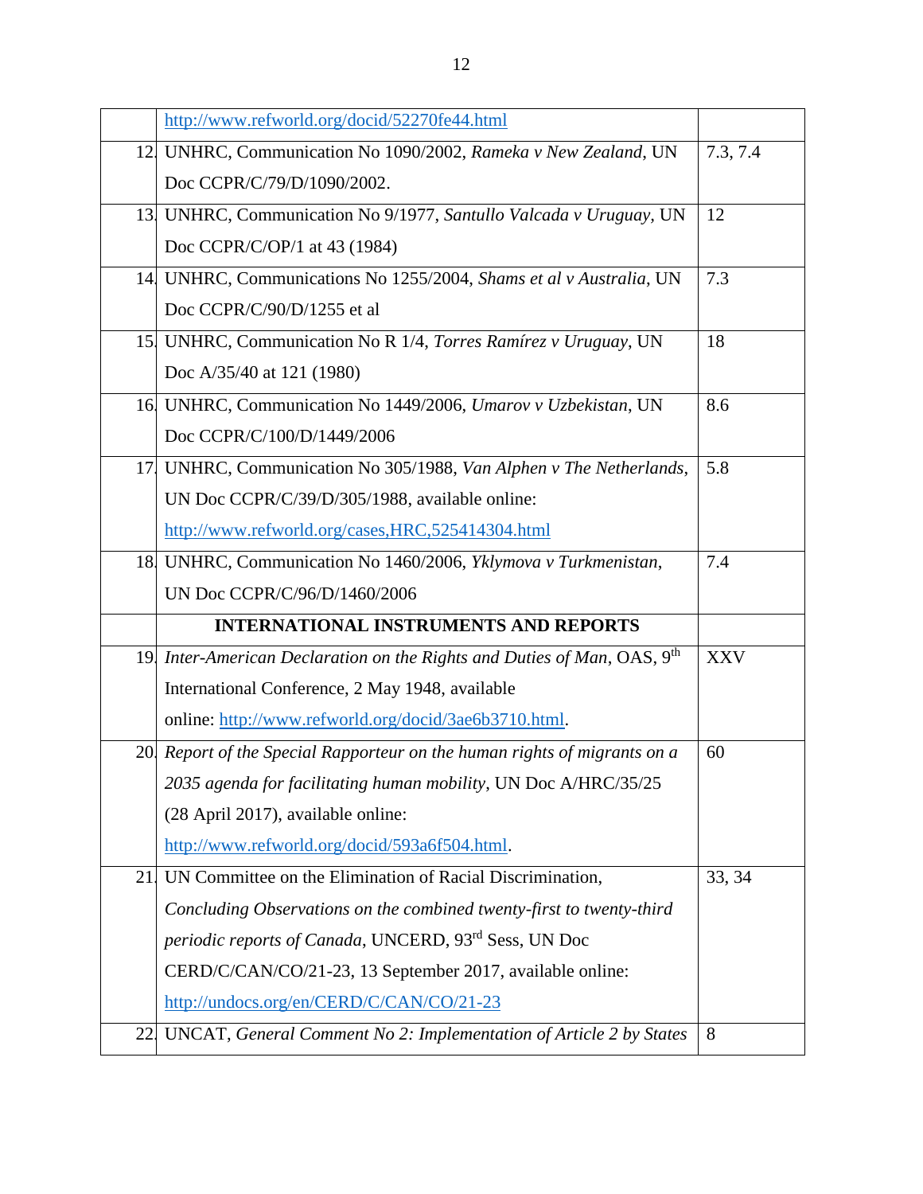| | | |
|---|---|---|
| | http://www.refworld.org/docid/52270fe44.html | |
| 12. | UNHRC, Communication No 1090/2002, *Rameka v New Zealand*, UN Doc CCPR/C/79/D/1090/2002. | 7.3, 7.4 |
| 13. | UNHRC, Communication No 9/1977, *Santullo Valcada v Uruguay*, UN Doc CCPR/C/OP/1 at 43 (1984) | 12 |
| 14. | UNHRC, Communications No 1255/2004, *Shams et al v Australia*, UN Doc CCPR/C/90/D/1255 et al | 7.3 |
| 15. | UNHRC, Communication No R 1/4, *Torres Ramírez v Uruguay*, UN Doc A/35/40 at 121 (1980) | 18 |
| 16. | UNHRC, Communication No 1449/2006, *Umarov v Uzbekistan*, UN Doc CCPR/C/100/D/1449/2006 | 8.6 |
| 17. | UNHRC, Communication No 305/1988, *Van Alphen v The Netherlands*, UN Doc CCPR/C/39/D/305/1988, available online: http://www.refworld.org/cases,HRC,525414304.html | 5.8 |
| 18. | UNHRC, Communication No 1460/2006, *Yklymova v Turkmenistan*, UN Doc CCPR/C/96/D/1460/2006 | 7.4 |
| | **INTERNATIONAL INSTRUMENTS AND REPORTS** | |
| 19. | *Inter-American Declaration on the Rights and Duties of Man*, OAS, 9th International Conference, 2 May 1948, available online: http://www.refworld.org/docid/3ae6b3710.html. | XXV |
| 20. | *Report of the Special Rapporteur on the human rights of migrants on a 2035 agenda for facilitating human mobility*, UN Doc A/HRC/35/25 (28 April 2017), available online: http://www.refworld.org/docid/593a6f504.html. | 60 |
| 21. | UN Committee on the Elimination of Racial Discrimination, *Concluding Observations on the combined twenty-first to twenty-third periodic reports of Canada*, UNCERD, 93rd Sess, UN Doc CERD/C/CAN/CO/21-23, 13 September 2017, available online: http://undocs.org/en/CERD/C/CAN/CO/21-23 | 33, 34 |
| 22. | UNCAT, *General Comment No 2: Implementation of Article 2 by States* | 8 |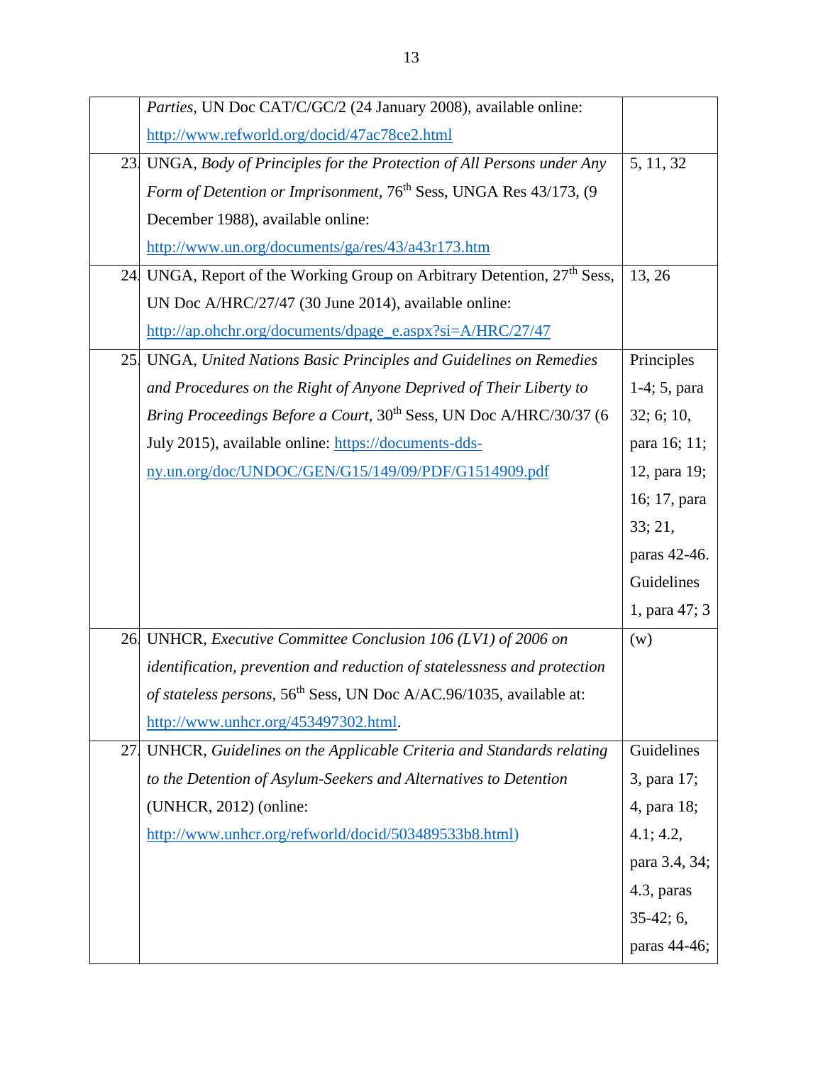| | | |
|---|---|---|
| | *Parties*, UN Doc CAT/C/GC/2 (24 January 2008), available online: http://www.refworld.org/docid/47ac78ce2.html | |
| 23. | UNGA, *Body of Principles for the Protection of All Persons under Any Form of Detention or Imprisonment*, 76th Sess, UNGA Res 43/173, (9 December 1988), available online: http://www.un.org/documents/ga/res/43/a43r173.htm | 5, 11, 32 |
| 24. | UNGA, Report of the Working Group on Arbitrary Detention, 27th Sess, UN Doc A/HRC/27/47 (30 June 2014), available online: http://ap.ohchr.org/documents/dpage_e.aspx?si=A/HRC/27/47 | 13, 26 |
| 25. | UNGA, *United Nations Basic Principles and Guidelines on Remedies and Procedures on the Right of Anyone Deprived of Their Liberty to Bring Proceedings Before a Court*, 30th Sess, UN Doc A/HRC/30/37 (6 July 2015), available online: https://documents-dds-ny.un.org/doc/UNDOC/GEN/G15/149/09/PDF/G1514909.pdf | Principles 1-4; 5, para 32; 6; 10, para 16; 11; 12, para 19; 16; 17, para 33; 21, paras 42-46. Guidelines 1, para 47; 3 |
| 26. | UNHCR, *Executive Committee Conclusion 106 (LV1) of 2006 on identification, prevention and reduction of statelessness and protection of stateless persons*, 56th Sess, UN Doc A/AC.96/1035, available at: http://www.unhcr.org/453497302.html. | (w) |
| 27. | UNHCR, *Guidelines on the Applicable Criteria and Standards relating to the Detention of Asylum-Seekers and Alternatives to Detention* (UNHCR, 2012) (online: http://www.unhcr.org/refworld/docid/503489533b8.html) | Guidelines 3, para 17; 4, para 18; 4.1; 4.2, para 3.4, 34; 4.3, paras 35-42; 6, paras 44-46; |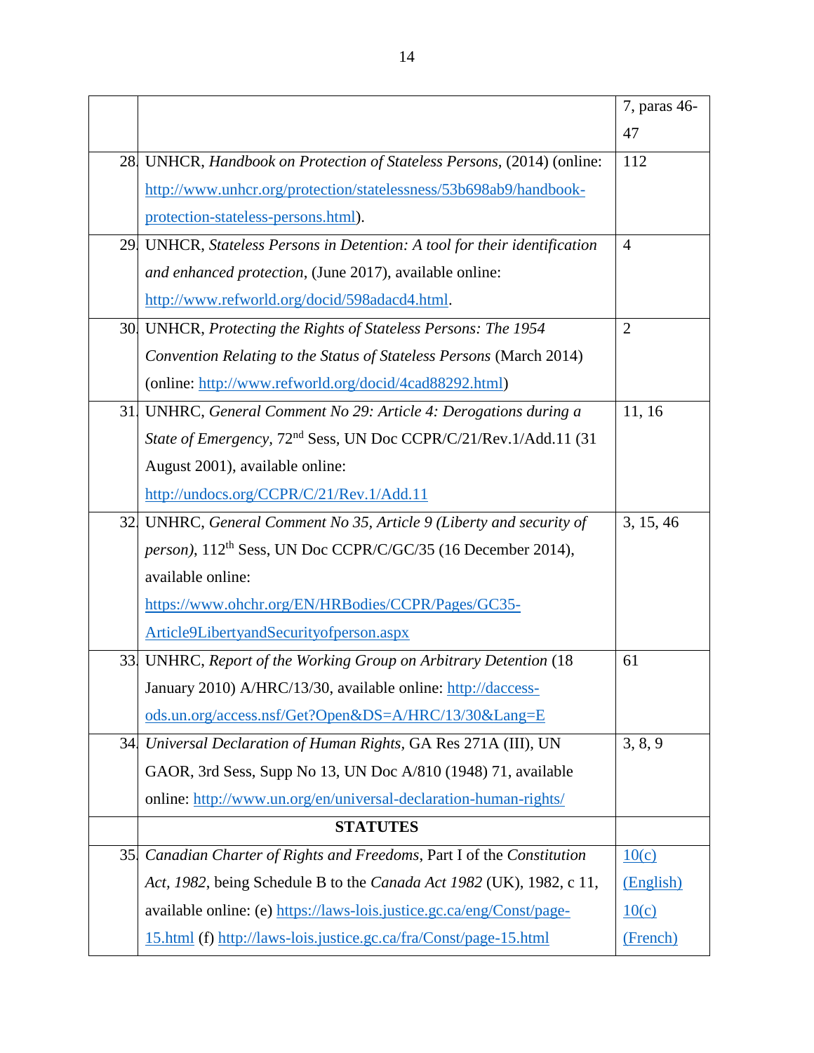| | | |
|---|---|---|
| | | 7, paras 46-47 |
| 28. | UNHCR, *Handbook on Protection of Stateless Persons*, (2014) (online: http://www.unhcr.org/protection/statelessness/53b698ab9/handbook-protection-stateless-persons.html). | 112 |
| 29. | UNHCR, *Stateless Persons in Detention: A tool for their identification and enhanced protection*, (June 2017), available online: http://www.refworld.org/docid/598adacd4.html. | 4 |
| 30. | UNHCR, *Protecting the Rights of Stateless Persons: The 1954 Convention Relating to the Status of Stateless Persons* (March 2014) (online: http://www.refworld.org/docid/4cad88292.html) | 2 |
| 31. | UNHRC, *General Comment No 29: Article 4: Derogations during a State of Emergency*, 72nd Sess, UN Doc CCPR/C/21/Rev.1/Add.11 (31 August 2001), available online: http://undocs.org/CCPR/C/21/Rev.1/Add.11 | 11, 16 |
| 32. | UNHRC, *General Comment No 35, Article 9 (Liberty and security of person)*, 112th Sess, UN Doc CCPR/C/GC/35 (16 December 2014), available online: https://www.ohchr.org/EN/HRBodies/CCPR/Pages/GC35-Article9LibertyandSecurityofperson.aspx | 3, 15, 46 |
| 33. | UNHRC, *Report of the Working Group on Arbitrary Detention* (18 January 2010) A/HRC/13/30, available online: http://daccess-ods.un.org/access.nsf/Get?Open&DS=A/HRC/13/30&Lang=E | 61 |
| 34. | *Universal Declaration of Human Rights*, GA Res 271A (III), UN GAOR, 3rd Sess, Supp No 13, UN Doc A/810 (1948) 71, available online: http://www.un.org/en/universal-declaration-human-rights/ | 3, 8, 9 |
| | **STATUTES** | |
| 35. | *Canadian Charter of Rights and Freedoms*, Part I of the *Constitution Act, 1982*, being Schedule B to the *Canada Act 1982* (UK), 1982, c 11, available online: (e) https://laws-lois.justice.gc.ca/eng/Const/page-15.html (f) http://laws-lois.justice.gc.ca/fra/Const/page-15.html | 10(c) (English) 10(c) (French) |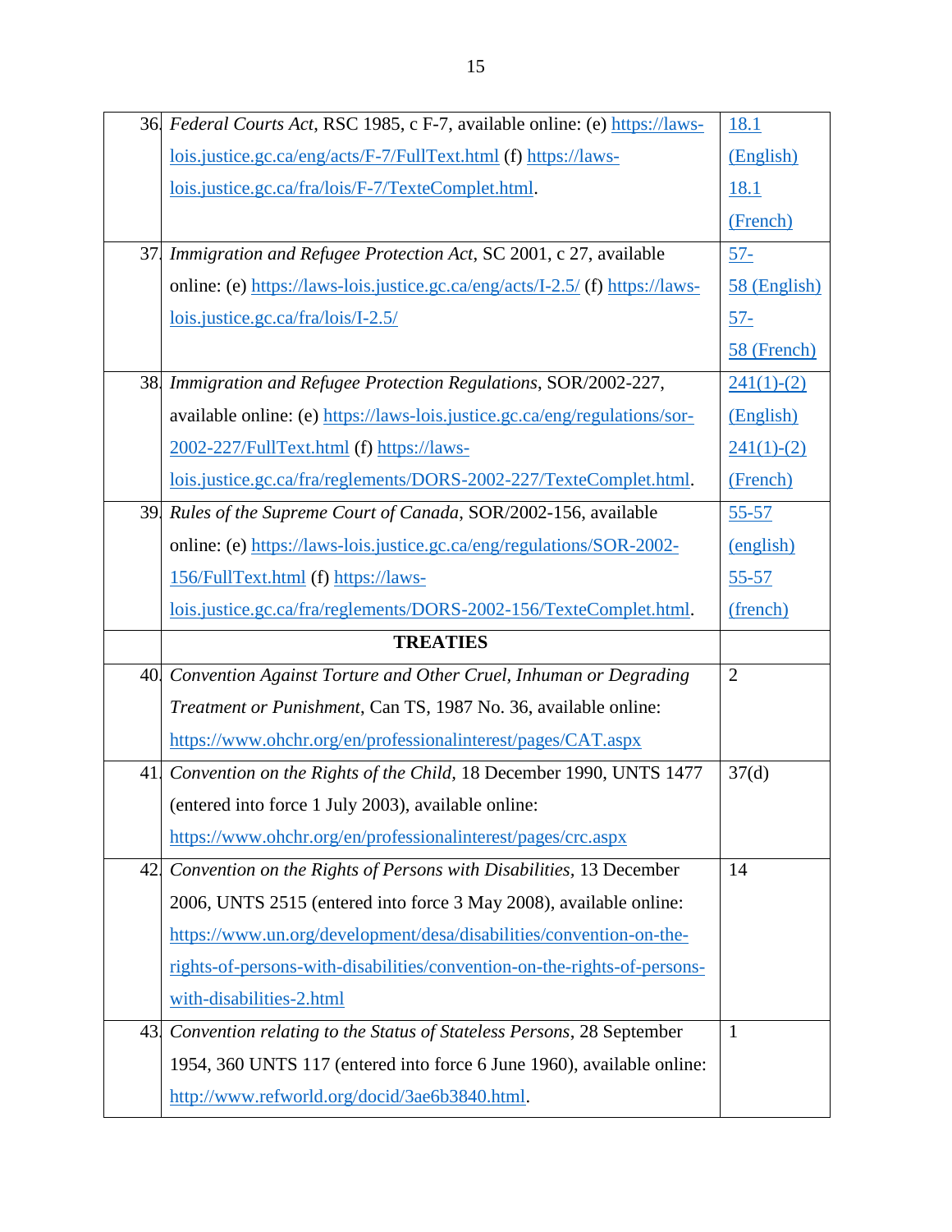| | | |
|---|---|---|
| 36. | *Federal Courts Act*, RSC 1985, c F-7, available online: (e) https://laws-lois.justice.gc.ca/eng/acts/F-7/FullText.html (f) https://laws-lois.justice.gc.ca/fra/lois/F-7/TexteComplet.html. | 18.1 (English) 18.1 (French) |
| 37. | *Immigration and Refugee Protection Act*, SC 2001, c 27, available online: (e) https://laws-lois.justice.gc.ca/eng/acts/I-2.5/ (f) https://laws-lois.justice.gc.ca/fra/lois/I-2.5/ | 57-58 (English) 57-58 (French) |
| 38. | *Immigration and Refugee Protection Regulations*, SOR/2002-227, available online: (e) https://laws-lois.justice.gc.ca/eng/regulations/sor-2002-227/FullText.html (f) https://laws-lois.justice.gc.ca/fra/reglements/DORS-2002-227/TexteComplet.html. | 241(1)-(2) (English) 241(1)-(2) (French) |
| 39. | *Rules of the Supreme Court of Canada*, SOR/2002-156, available online: (e) https://laws-lois.justice.gc.ca/eng/regulations/SOR-2002-156/FullText.html (f) https://laws-lois.justice.gc.ca/fra/reglements/DORS-2002-156/TexteComplet.html. | 55-57 (english) 55-57 (french) |
| | **TREATIES** | |
| 40. | *Convention Against Torture and Other Cruel, Inhuman or Degrading Treatment or Punishment*, Can TS, 1987 No. 36, available online: https://www.ohchr.org/en/professionalinterest/pages/CAT.aspx | 2 |
| 41. | *Convention on the Rights of the Child*, 18 December 1990, UNTS 1477 (entered into force 1 July 2003), available online: https://www.ohchr.org/en/professionalinterest/pages/crc.aspx | 37(d) |
| 42. | *Convention on the Rights of Persons with Disabilities*, 13 December 2006, UNTS 2515 (entered into force 3 May 2008), available online: https://www.un.org/development/desa/disabilities/convention-on-the-rights-of-persons-with-disabilities/convention-on-the-rights-of-persons-with-disabilities-2.html | 14 |
| 43. | *Convention relating to the Status of Stateless Persons*, 28 September 1954, 360 UNTS 117 (entered into force 6 June 1960), available online: http://www.refworld.org/docid/3ae6b3840.html. | 1 |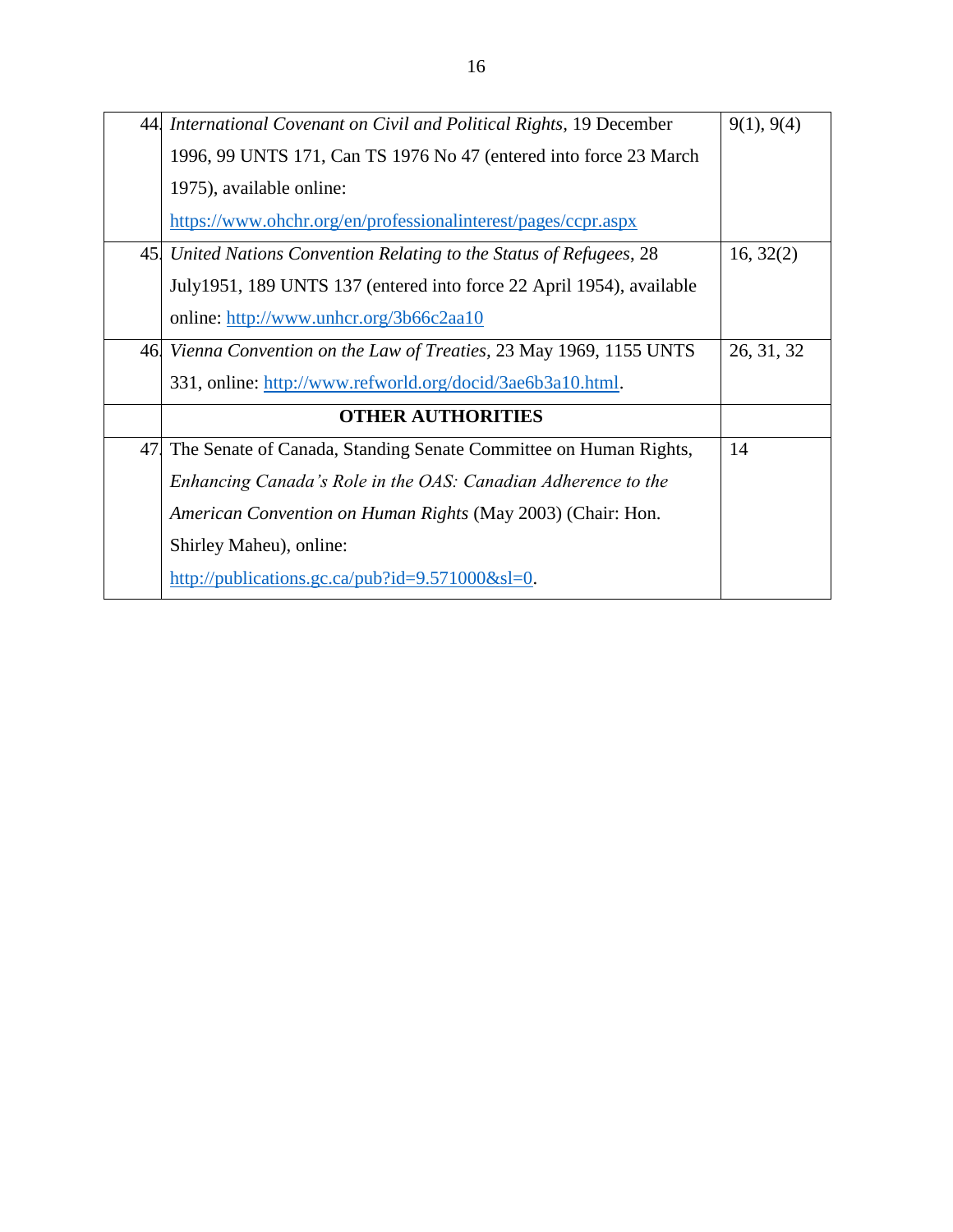| | | |
|---|---|---|
| 44. | *International Covenant on Civil and Political Rights*, 19 December 1996, 99 UNTS 171, Can TS 1976 No 47 (entered into force 23 March 1975), available online: https://www.ohchr.org/en/professionalinterest/pages/ccpr.aspx | 9(1), 9(4) |
| 45. | *United Nations Convention Relating to the Status of Refugees*, 28 July1951, 189 UNTS 137 (entered into force 22 April 1954), available online: http://www.unhcr.org/3b66c2aa10 | 16, 32(2) |
| 46. | *Vienna Convention on the Law of Treaties*, 23 May 1969, 1155 UNTS 331, online: http://www.refworld.org/docid/3ae6b3a10.html. | 26, 31, 32 |
| | **OTHER AUTHORITIES** | |
| 47. | The Senate of Canada, Standing Senate Committee on Human Rights, *Enhancing Canada's Role in the OAS: Canadian Adherence to the American Convention on Human Rights* (May 2003) (Chair: Hon. Shirley Maheu), online: http://publications.gc.ca/pub?id=9.571000&sl=0. | 14 |